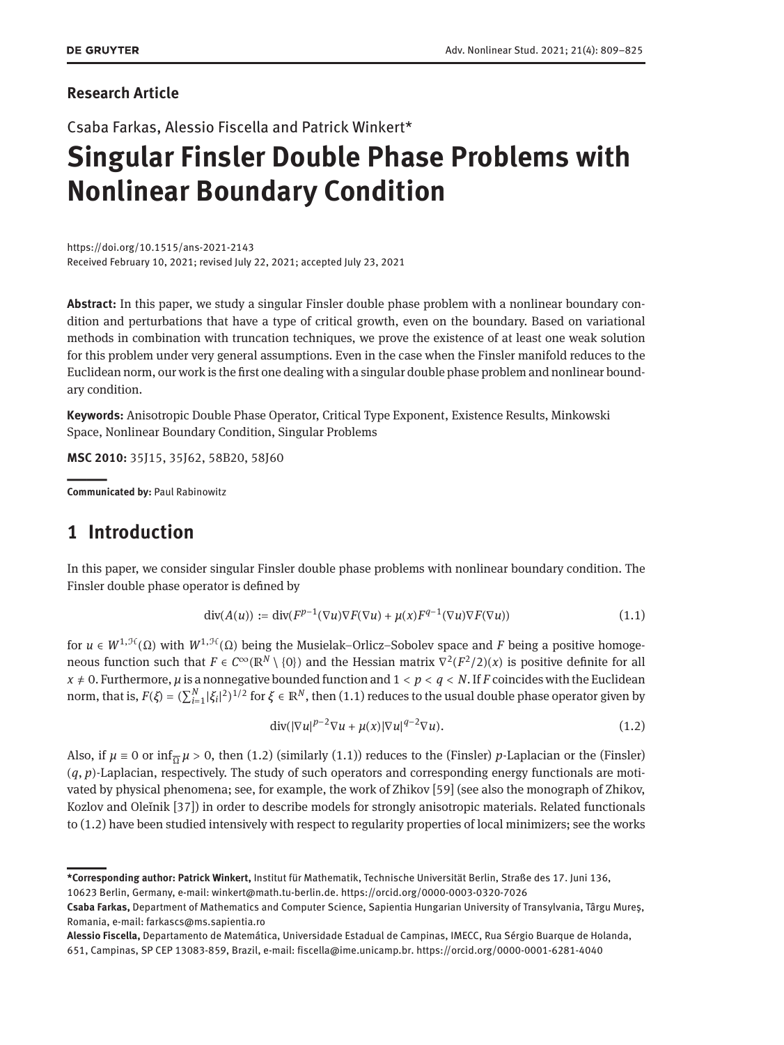**Research Article**

Csaba Farkas, Alessio Fiscella and Patrick Winkert*

# Singular Finsler Double Phase Problems with Nonlinear Boundary Condition

https://doi.org/10.1515/ans-2021-2143
Received February 10, 2021; revised July 22, 2021; accepted July 23, 2021

**Abstract:** In this paper, we study a singular Finsler double phase problem with a nonlinear boundary condition and perturbations that have a type of critical growth, even on the boundary. Based on variational methods in combination with truncation techniques, we prove the existence of at least one weak solution for this problem under very general assumptions. Even in the case when the Finsler manifold reduces to the Euclidean norm, our work is the first one dealing with a singular double phase problem and nonlinear boundary condition.

**Keywords:** Anisotropic Double Phase Operator, Critical Type Exponent, Existence Results, Minkowski Space, Nonlinear Boundary Condition, Singular Problems

**MSC 2010:** 35J15, 35J62, 58B20, 58J60

**Communicated by:** Paul Rabinowitz

## 1 Introduction

In this paper, we consider singular Finsler double phase problems with nonlinear boundary condition. The Finsler double phase operator is defined by

$$\operatorname{div}(A(u)) := \operatorname{div}(F^{p-1}(\nabla u)\nabla F(\nabla u) + \mu(x)F^{q-1}(\nabla u)\nabla F(\nabla u)) \tag{1.1}$$

for $u \in W^{1,\mathcal{H}}(\Omega)$ with $W^{1,\mathcal{H}}(\Omega)$ being the Musielak–Orlicz–Sobolev space and $F$ being a positive homogeneous function such that $F \in C^\infty(\mathbb{R}^N \setminus \{0\})$ and the Hessian matrix $\nabla^2(F^2/2)(x)$ is positive definite for all $x \neq 0$. Furthermore, $\mu$ is a nonnegative bounded function and $1 < p < q < N$. If $F$ coincides with the Euclidean norm, that is, $F(\xi) = (\sum_{i=1}^N |\xi_i|^2)^{1/2}$ for $\xi \in \mathbb{R}^N$, then (1.1) reduces to the usual double phase operator given by

$$\operatorname{div}(|\nabla u|^{p-2}\nabla u + \mu(x)|\nabla u|^{q-2}\nabla u). \tag{1.2}$$

Also, if $\mu \equiv 0$ or $\inf_{\overline{\Omega}} \mu > 0$, then (1.2) (similarly (1.1)) reduces to the (Finsler) $p$-Laplacian or the (Finsler) $(q, p)$-Laplacian, respectively. The study of such operators and corresponding energy functionals are motivated by physical phenomena; see, for example, the work of Zhikov [59] (see also the monograph of Zhikov, Kozlov and Oleĭnik [37]) in order to describe models for strongly anisotropic materials. Related functionals to (1.2) have been studied intensively with respect to regularity properties of local minimizers; see the works

---

***Corresponding author: Patrick Winkert,** Institut für Mathematik, Technische Universität Berlin, Straße des 17. Juni 136, 10623 Berlin, Germany, e-mail: winkert@math.tu-berlin.de. https://orcid.org/0000-0003-0320-7026

**Csaba Farkas,** Department of Mathematics and Computer Science, Sapientia Hungarian University of Transylvania, Târgu Mureş, Romania, e-mail: farkascs@ms.sapientia.ro

**Alessio Fiscella,** Departamento de Matemática, Universidade Estadual de Campinas, IMECC, Rua Sérgio Buarque de Holanda, 651, Campinas, SP CEP 13083-859, Brazil, e-mail: fiscella@ime.unicamp.br. https://orcid.org/0000-0001-6281-4040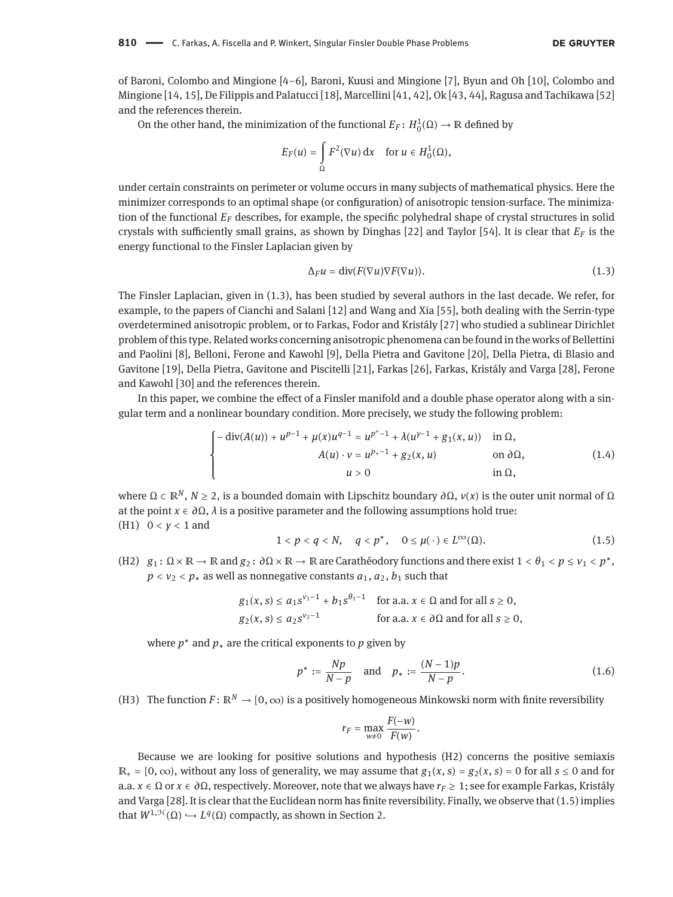of Baroni, Colombo and Mingione [4–6], Baroni, Kuusi and Mingione [7], Byun and Oh [10], Colombo and Mingione [14, 15], De Filippis and Palatucci [18], Marcellini [41, 42], Ok [43, 44], Ragusa and Tachikawa [52] and the references therein.

On the other hand, the minimization of the functional $E_F\colon H_0^1(\Omega) \to \mathbb{R}$ defined by

$$E_F(u) = \int_\Omega F^2(\nabla u)\,\mathrm{d}x \quad \text{for } u \in H_0^1(\Omega),$$

under certain constraints on perimeter or volume occurs in many subjects of mathematical physics. Here the minimizer corresponds to an optimal shape (or configuration) of anisotropic tension-surface. The minimization of the functional $E_F$ describes, for example, the specific polyhedral shape of crystal structures in solid crystals with sufficiently small grains, as shown by Dinghas [22] and Taylor [54]. It is clear that $E_F$ is the energy functional to the Finsler Laplacian given by

$$\Delta_F u = \operatorname{div}(F(\nabla u)\nabla F(\nabla u)). \tag{1.3}$$

The Finsler Laplacian, given in (1.3), has been studied by several authors in the last decade. We refer, for example, to the papers of Cianchi and Salani [12] and Wang and Xia [55], both dealing with the Serrin-type overdetermined anisotropic problem, or to Farkas, Fodor and Kristály [27] who studied a sublinear Dirichlet problem of this type. Related works concerning anisotropic phenomena can be found in the works of Bellettini and Paolini [8], Belloni, Ferone and Kawohl [9], Della Pietra and Gavitone [20], Della Pietra, di Blasio and Gavitone [19], Della Pietra, Gavitone and Piscitelli [21], Farkas [26], Farkas, Kristály and Varga [28], Ferone and Kawohl [30] and the references therein.

In this paper, we combine the effect of a Finsler manifold and a double phase operator along with a singular term and a nonlinear boundary condition. More precisely, we study the following problem:

$$\begin{cases} -\operatorname{div}(A(u)) + u^{p-1} + \mu(x)u^{q-1} = u^{p^*-1} + \lambda(u^{\gamma-1} + g_1(x,u)) & \text{in } \Omega, \\ A(u)\cdot \nu = u^{p_*-1} + g_2(x,u) & \text{on } \partial\Omega, \\ u > 0 & \text{in } \Omega, \end{cases} \tag{1.4}$$

where $\Omega \subset \mathbb{R}^N$, $N \geq 2$, is a bounded domain with Lipschitz boundary $\partial\Omega$, $\nu(x)$ is the outer unit normal of $\Omega$ at the point $x \in \partial\Omega$, $\lambda$ is a positive parameter and the following assumptions hold true:

(H1) $0 < \gamma < 1$ and

$$1 < p < q < N, \quad q < p^*, \quad 0 \leq \mu(\cdot) \in L^\infty(\Omega). \tag{1.5}$$

(H2) $g_1\colon \Omega \times \mathbb{R} \to \mathbb{R}$ and $g_2\colon \partial\Omega \times \mathbb{R} \to \mathbb{R}$ are Carathéodory functions and there exist $1 < \theta_1 < p \leq \nu_1 < p^*$, $p < \nu_2 < p_*$ as well as nonnegative constants $a_1, a_2, b_1$ such that

$$\begin{aligned} g_1(x,s) &\leq a_1 s^{\nu_1-1} + b_1 s^{\theta_1-1} && \text{for a.a. } x \in \Omega \text{ and for all } s \geq 0, \\ g_2(x,s) &\leq a_2 s^{\nu_2-1} && \text{for a.a. } x \in \partial\Omega \text{ and for all } s \geq 0, \end{aligned}$$

where $p^*$ and $p_*$ are the critical exponents to $p$ given by

$$p^* := \frac{Np}{N-p} \quad \text{and} \quad p_* := \frac{(N-1)p}{N-p}. \tag{1.6}$$

(H3) The function $F\colon \mathbb{R}^N \to [0,\infty)$ is a positively homogeneous Minkowski norm with finite reversibility

$$r_F = \max_{w \neq 0} \frac{F(-w)}{F(w)}.$$

Because we are looking for positive solutions and hypothesis (H2) concerns the positive semiaxis $\mathbb{R}_+ = [0,\infty)$, without any loss of generality, we may assume that $g_1(x,s) = g_2(x,s) = 0$ for all $s \leq 0$ and for a.a. $x \in \Omega$ or $x \in \partial\Omega$, respectively. Moreover, note that we always have $r_F \geq 1$; see for example Farkas, Kristály and Varga [28]. It is clear that the Euclidean norm has finite reversibility. Finally, we observe that (1.5) implies that $W^{1,\mathcal{H}}(\Omega) \hookrightarrow L^q(\Omega)$ compactly, as shown in Section 2.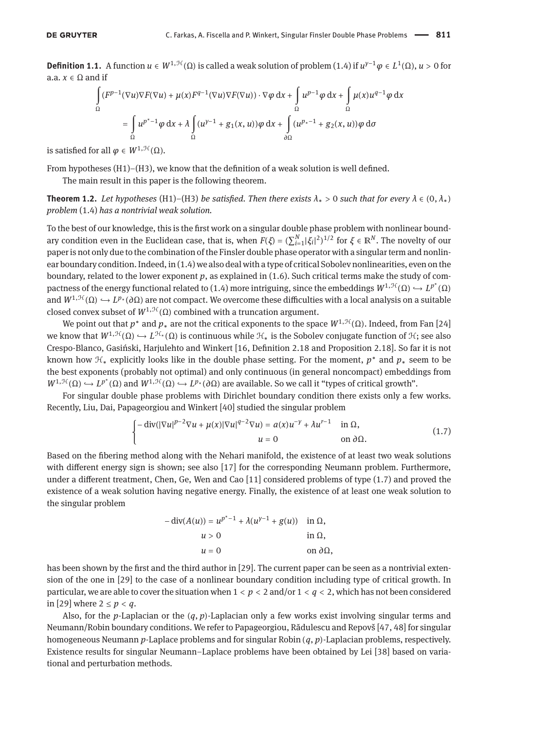**Definition 1.1.** A function $u \in W^{1,\mathcal{H}}(\Omega)$ is called a weak solution of problem (1.4) if $u^{\gamma-1}\varphi \in L^1(\Omega)$, $u > 0$ for a.a. $x \in \Omega$ and if

$$\int_\Omega (F^{p-1}(\nabla u)\nabla F(\nabla u) + \mu(x)F^{q-1}(\nabla u)\nabla F(\nabla u)) \cdot \nabla\varphi \, dx + \int_\Omega u^{p-1}\varphi \, dx + \int_\Omega \mu(x)u^{q-1}\varphi \, dx$$
$$= \int_\Omega u^{p^*-1}\varphi \, dx + \lambda \int_\Omega (u^{\gamma-1} + g_1(x,u))\varphi \, dx + \int_{\partial\Omega} (u^{p_*-1} + g_2(x,u))\varphi \, d\sigma$$

is satisfied for all $\varphi \in W^{1,\mathcal{H}}(\Omega)$.

From hypotheses (H1)–(H3), we know that the definition of a weak solution is well defined.

The main result in this paper is the following theorem.

**Theorem 1.2.** *Let hypotheses* (H1)–(H3) *be satisfied. Then there exists $\lambda_* > 0$ such that for every $\lambda \in (0, \lambda_*)$ problem* (1.4) *has a nontrivial weak solution.*

To the best of our knowledge, this is the first work on a singular double phase problem with nonlinear boundary condition even in the Euclidean case, that is, when $F(\xi) = (\sum_{i=1}^N |\xi_i|^2)^{1/2}$ for $\xi \in \mathbb{R}^N$. The novelty of our paper is not only due to the combination of the Finsler double phase operator with a singular term and nonlinear boundary condition. Indeed, in (1.4) we also deal with a type of critical Sobolev nonlinearities, even on the boundary, related to the lower exponent $p$, as explained in (1.6). Such critical terms make the study of compactness of the energy functional related to (1.4) more intriguing, since the embeddings $W^{1,\mathcal{H}}(\Omega) \hookrightarrow L^{p^*}(\Omega)$ and $W^{1,\mathcal{H}}(\Omega) \hookrightarrow L^{p_*}(\partial\Omega)$ are not compact. We overcome these difficulties with a local analysis on a suitable closed convex subset of $W^{1,\mathcal{H}}(\Omega)$ combined with a truncation argument.

We point out that $p^*$ and $p_*$ are not the critical exponents to the space $W^{1,\mathcal{H}}(\Omega)$. Indeed, from Fan [24] we know that $W^{1,\mathcal{H}}(\Omega) \hookrightarrow L^{\mathcal{H}_*}(\Omega)$ is continuous while $\mathcal{H}_*$ is the Sobolev conjugate function of $\mathcal{H}$; see also Crespo-Blanco, Gasiński, Harjulehto and Winkert [16, Definition 2.18 and Proposition 2.18]. So far it is not known how $\mathcal{H}_*$ explicitly looks like in the double phase setting. For the moment, $p^*$ and $p_*$ seem to be the best exponents (probably not optimal) and only continuous (in general noncompact) embeddings from $W^{1,\mathcal{H}}(\Omega) \hookrightarrow L^{p^*}(\Omega)$ and $W^{1,\mathcal{H}}(\Omega) \hookrightarrow L^{p_*}(\partial\Omega)$ are available. So we call it "types of critical growth".

For singular double phase problems with Dirichlet boundary condition there exists only a few works. Recently, Liu, Dai, Papageorgiou and Winkert [40] studied the singular problem

$$\begin{cases} -\operatorname{div}(|\nabla u|^{p-2}\nabla u + \mu(x)|\nabla u|^{q-2}\nabla u) = a(x)u^{-\gamma} + \lambda u^{r-1} & \text{in } \Omega, \\ u = 0 & \text{on } \partial\Omega. \end{cases} \tag{1.7}$$

Based on the fibering method along with the Nehari manifold, the existence of at least two weak solutions with different energy sign is shown; see also [17] for the corresponding Neumann problem. Furthermore, under a different treatment, Chen, Ge, Wen and Cao [11] considered problems of type (1.7) and proved the existence of a weak solution having negative energy. Finally, the existence of at least one weak solution to the singular problem

$$\begin{aligned} -\operatorname{div}(A(u)) &= u^{p^*-1} + \lambda(u^{\gamma-1} + g(u)) && \text{in } \Omega, \\ u &> 0 && \text{in } \Omega, \\ u &= 0 && \text{on } \partial\Omega, \end{aligned}$$

has been shown by the first and the third author in [29]. The current paper can be seen as a nontrivial extension of the one in [29] to the case of a nonlinear boundary condition including type of critical growth. In particular, we are able to cover the situation when $1 < p < 2$ and/or $1 < q < 2$, which has not been considered in [29] where $2 \le p < q$.

Also, for the $p$-Laplacian or the $(q,p)$-Laplacian only a few works exist involving singular terms and Neumann/Robin boundary conditions. We refer to Papageorgiou, Rădulescu and Repovš [47, 48] for singular homogeneous Neumann $p$-Laplace problems and for singular Robin $(q,p)$-Laplacian problems, respectively. Existence results for singular Neumann–Laplace problems have been obtained by Lei [38] based on variational and perturbation methods.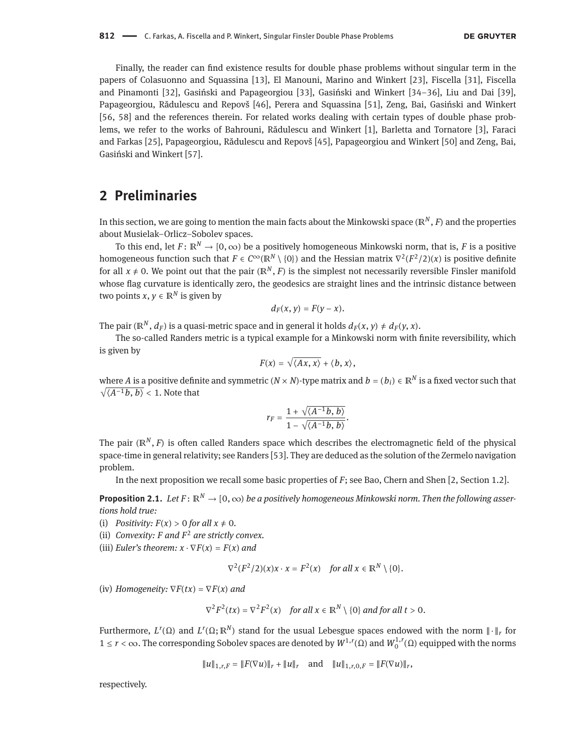Finally, the reader can find existence results for double phase problems without singular term in the papers of Colasuonno and Squassina [13], El Manouni, Marino and Winkert [23], Fiscella [31], Fiscella and Pinamonti [32], Gasiński and Papageorgiou [33], Gasiński and Winkert [34–36], Liu and Dai [39], Papageorgiou, Rădulescu and Repovš [46], Perera and Squassina [51], Zeng, Bai, Gasiński and Winkert [56, 58] and the references therein. For related works dealing with certain types of double phase problems, we refer to the works of Bahrouni, Rădulescu and Winkert [1], Barletta and Tornatore [3], Faraci and Farkas [25], Papageorgiou, Rădulescu and Repovš [45], Papageorgiou and Winkert [50] and Zeng, Bai, Gasiński and Winkert [57].

## 2 Preliminaries

In this section, we are going to mention the main facts about the Minkowski space $(\mathbb{R}^N, F)$ and the properties about Musielak–Orlicz–Sobolev spaces.

To this end, let $F\colon \mathbb{R}^N \to [0,\infty)$ be a positively homogeneous Minkowski norm, that is, $F$ is a positive homogeneous function such that $F \in C^\infty(\mathbb{R}^N \setminus \{0\})$ and the Hessian matrix $\nabla^2(F^2/2)(x)$ is positive definite for all $x \neq 0$. We point out that the pair $(\mathbb{R}^N, F)$ is the simplest not necessarily reversible Finsler manifold whose flag curvature is identically zero, the geodesics are straight lines and the intrinsic distance between two points $x, y \in \mathbb{R}^N$ is given by

$$d_F(x,y) = F(y-x).$$

The pair $(\mathbb{R}^N, d_F)$ is a quasi-metric space and in general it holds $d_F(x,y) \neq d_F(y,x)$.

The so-called Randers metric is a typical example for a Minkowski norm with finite reversibility, which is given by

$$F(x) = \sqrt{\langle Ax, x\rangle} + \langle b, x\rangle,$$

where $A$ is a positive definite and symmetric $(N \times N)$-type matrix and $b = (b_i) \in \mathbb{R}^N$ is a fixed vector such that $\sqrt{\langle A^{-1}b, b\rangle} < 1$. Note that

$$r_F = \frac{1 + \sqrt{\langle A^{-1}b, b\rangle}}{1 - \sqrt{\langle A^{-1}b, b\rangle}}.$$

The pair $(\mathbb{R}^N, F)$ is often called Randers space which describes the electromagnetic field of the physical space-time in general relativity; see Randers [53]. They are deduced as the solution of the Zermelo navigation problem.

In the next proposition we recall some basic properties of $F$; see Bao, Chern and Shen [2, Section 1.2].

**Proposition 2.1.** *Let $F\colon \mathbb{R}^N \to [0,\infty)$ be a positively homogeneous Minkowski norm. Then the following assertions hold true:*

(i) *Positivity: $F(x) > 0$ for all $x \neq 0$.*

(ii) *Convexity: $F$ and $F^2$ are strictly convex.*

(iii) *Euler's theorem: $x \cdot \nabla F(x) = F(x)$ and*

$$\nabla^2(F^2/2)(x)x \cdot x = F^2(x) \quad \textit{for all } x \in \mathbb{R}^N \setminus \{0\}.$$

(iv) *Homogeneity: $\nabla F(tx) = \nabla F(x)$ and*

$$\nabla^2 F^2(tx) = \nabla^2 F^2(x) \quad \textit{for all } x \in \mathbb{R}^N \setminus \{0\} \textit{ and for all } t > 0.$$

Furthermore, $L^r(\Omega)$ and $L^r(\Omega;\mathbb{R}^N)$ stand for the usual Lebesgue spaces endowed with the norm $\|\cdot\|_r$ for $1 \leq r < \infty$. The corresponding Sobolev spaces are denoted by $W^{1,r}(\Omega)$ and $W_0^{1,r}(\Omega)$ equipped with the norms

$$\|u\|_{1,r,F} = \|F(\nabla u)\|_r + \|u\|_r \quad \text{and} \quad \|u\|_{1,r,0,F} = \|F(\nabla u)\|_r,$$

respectively.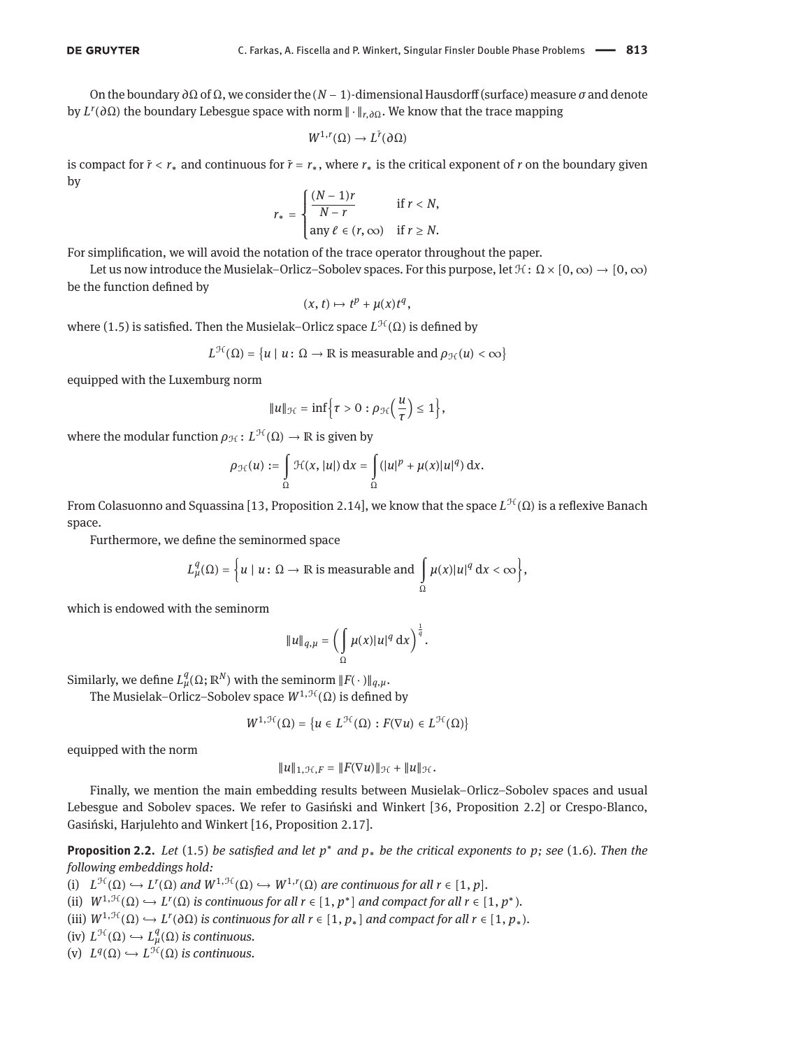On the boundary $\partial\Omega$ of $\Omega$, we consider the $(N-1)$-dimensional Hausdorff (surface) measure $\sigma$ and denote by $L^r(\partial\Omega)$ the boundary Lebesgue space with norm $\|\cdot\|_{r,\partial\Omega}$. We know that the trace mapping

$$W^{1,r}(\Omega) \to L^{\tilde{r}}(\partial\Omega)$$

is compact for $\tilde{r} < r_*$ and continuous for $\tilde{r} = r_*$, where $r_*$ is the critical exponent of $r$ on the boundary given by

$$r_* = \begin{cases} \frac{(N-1)r}{N-r} & \text{if } r < N, \\ \text{any } \ell \in (r, \infty) & \text{if } r \geq N. \end{cases}$$

For simplification, we will avoid the notation of the trace operator throughout the paper.

Let us now introduce the Musielak–Orlicz–Sobolev spaces. For this purpose, let $\mathcal{H}: \Omega \times [0,\infty) \to [0,\infty)$ be the function defined by

$$(x,t) \mapsto t^p + \mu(x)t^q,$$

where (1.5) is satisfied. Then the Musielak–Orlicz space $L^{\mathcal{H}}(\Omega)$ is defined by

$$L^{\mathcal{H}}(\Omega) = \{u \mid u: \Omega \to \mathbb{R} \text{ is measurable and } \rho_{\mathcal{H}}(u) < \infty\}$$

equipped with the Luxemburg norm

$$\|u\|_{\mathcal{H}} = \inf\Big\{\tau > 0 : \rho_{\mathcal{H}}\Big(\frac{u}{\tau}\Big) \leq 1\Big\},$$

where the modular function $\rho_{\mathcal{H}}: L^{\mathcal{H}}(\Omega) \to \mathbb{R}$ is given by

$$\rho_{\mathcal{H}}(u) := \int_\Omega \mathcal{H}(x,|u|)\,\mathrm{d}x = \int_\Omega (|u|^p + \mu(x)|u|^q)\,\mathrm{d}x.$$

From Colasuonno and Squassina [13, Proposition 2.14], we know that the space $L^{\mathcal{H}}(\Omega)$ is a reflexive Banach space.

Furthermore, we define the seminormed space

$$L^q_\mu(\Omega) = \Big\{u \mid u: \Omega \to \mathbb{R} \text{ is measurable and } \int_\Omega \mu(x)|u|^q\,\mathrm{d}x < \infty\Big\},$$

which is endowed with the seminorm

$$\|u\|_{q,\mu} = \Big(\int_\Omega \mu(x)|u|^q\,\mathrm{d}x\Big)^{\frac{1}{q}}.$$

Similarly, we define $L^q_\mu(\Omega;\mathbb{R}^N)$ with the seminorm $\|F(\cdot)\|_{q,\mu}$.

The Musielak–Orlicz–Sobolev space $W^{1,\mathcal{H}}(\Omega)$ is defined by

$$W^{1,\mathcal{H}}(\Omega) = \{u \in L^{\mathcal{H}}(\Omega) : F(\nabla u) \in L^{\mathcal{H}}(\Omega)\}$$

equipped with the norm

$$\|u\|_{1,\mathcal{H},F} = \|F(\nabla u)\|_{\mathcal{H}} + \|u\|_{\mathcal{H}}.$$

Finally, we mention the main embedding results between Musielak–Orlicz–Sobolev spaces and usual Lebesgue and Sobolev spaces. We refer to Gasiński and Winkert [36, Proposition 2.2] or Crespo-Blanco, Gasiński, Harjulehto and Winkert [16, Proposition 2.17].

**Proposition 2.2.** *Let* (1.5) *be satisfied and let $p^*$ and $p_*$ be the critical exponents to $p$; see* (1.6). *Then the following embeddings hold:*

(i) $L^{\mathcal{H}}(\Omega) \hookrightarrow L^r(\Omega)$ *and* $W^{1,\mathcal{H}}(\Omega) \hookrightarrow W^{1,r}(\Omega)$ *are continuous for all* $r \in [1,p]$.

(ii) $W^{1,\mathcal{H}}(\Omega) \hookrightarrow L^r(\Omega)$ *is continuous for all* $r \in [1,p^*]$ *and compact for all* $r \in [1,p^*)$.

(iii) $W^{1,\mathcal{H}}(\Omega) \hookrightarrow L^r(\partial\Omega)$ *is continuous for all* $r \in [1,p_*]$ *and compact for all* $r \in [1,p_*)$.

(iv) $L^{\mathcal{H}}(\Omega) \hookrightarrow L^q_\mu(\Omega)$ *is continuous.*

(v) $L^q(\Omega) \hookrightarrow L^{\mathcal{H}}(\Omega)$ *is continuous.*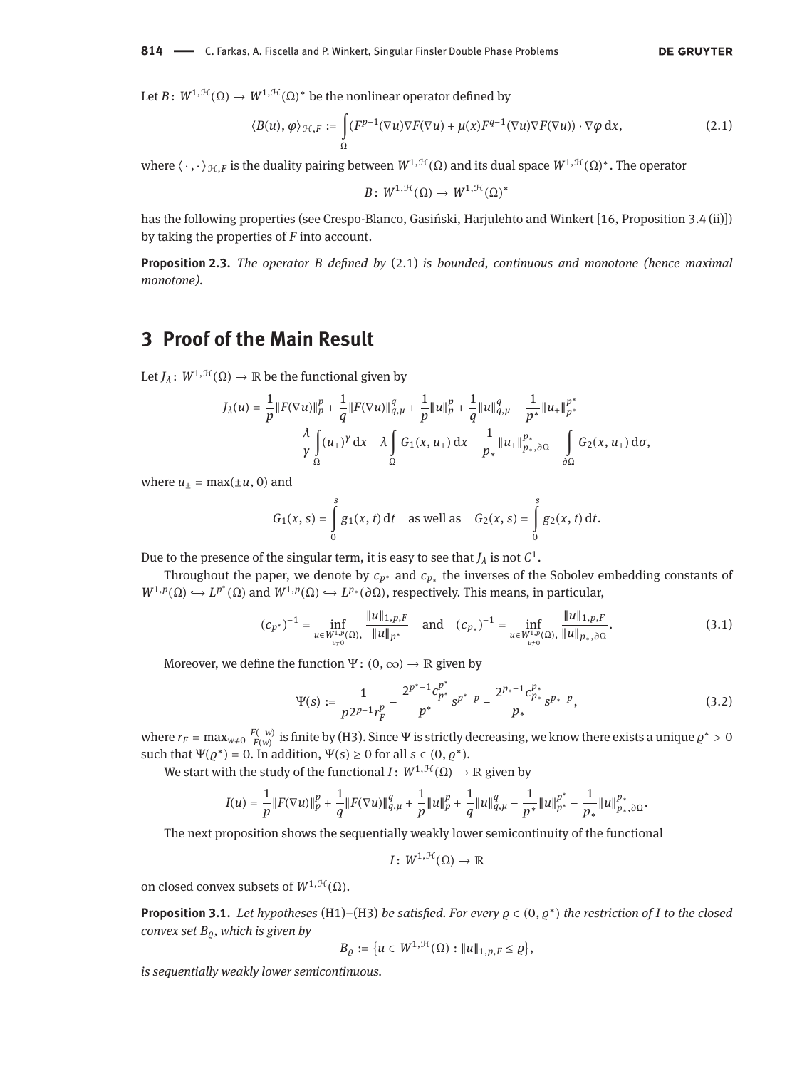Let $B\colon W^{1,\mathcal{H}}(\Omega) \to W^{1,\mathcal{H}}(\Omega)^*$ be the nonlinear operator defined by

$$\langle B(u), \varphi\rangle_{\mathcal{H},F} := \int_\Omega (F^{p-1}(\nabla u)\nabla F(\nabla u) + \mu(x)F^{q-1}(\nabla u)\nabla F(\nabla u)) \cdot \nabla\varphi \,\mathrm{d}x, \tag{2.1}$$

where $\langle\cdot,\cdot\rangle_{\mathcal{H},F}$ is the duality pairing between $W^{1,\mathcal{H}}(\Omega)$ and its dual space $W^{1,\mathcal{H}}(\Omega)^*$. The operator

$$B\colon W^{1,\mathcal{H}}(\Omega) \to W^{1,\mathcal{H}}(\Omega)^*$$

has the following properties (see Crespo-Blanco, Gasiński, Harjulehto and Winkert [16, Proposition 3.4 (ii)]) by taking the properties of $F$ into account.

**Proposition 2.3.** *The operator $B$ defined by* (2.1) *is bounded, continuous and monotone (hence maximal monotone).*

# 3 Proof of the Main Result

Let $J_\lambda\colon W^{1,\mathcal{H}}(\Omega) \to \mathbb{R}$ be the functional given by

$$\begin{aligned} J_\lambda(u) = {} & \frac{1}{p}\|F(\nabla u)\|_p^p + \frac{1}{q}\|F(\nabla u)\|_{q,\mu}^q + \frac{1}{p}\|u\|_p^p + \frac{1}{q}\|u\|_{q,\mu}^q - \frac{1}{p^*}\|u_+\|_{p^*}^{p^*} \\ & - \frac{\lambda}{\gamma}\int_\Omega (u_+)^\gamma \,\mathrm{d}x - \lambda\int_\Omega G_1(x,u_+)\,\mathrm{d}x - \frac{1}{p_*}\|u_+\|_{p_*,\partial\Omega}^{p_*} - \int_{\partial\Omega} G_2(x,u_+)\,\mathrm{d}\sigma, \end{aligned}$$

where $u_\pm = \max(\pm u, 0)$ and

$$G_1(x,s) = \int_0^s g_1(x,t)\,\mathrm{d}t \quad \text{as well as} \quad G_2(x,s) = \int_0^s g_2(x,t)\,\mathrm{d}t.$$

Due to the presence of the singular term, it is easy to see that $J_\lambda$ is not $C^1$.

Throughout the paper, we denote by $c_{p^*}$ and $c_{p_*}$ the inverses of the Sobolev embedding constants of $W^{1,p}(\Omega) \hookrightarrow L^{p^*}(\Omega)$ and $W^{1,p}(\Omega) \hookrightarrow L^{p_*}(\partial\Omega)$, respectively. This means, in particular,

$$(c_{p^*})^{-1} = \inf_{\substack{u\in W^{1,p}(\Omega),\\ u\neq 0}} \frac{\|u\|_{1,p,F}}{\|u\|_{p^*}} \quad \text{and} \quad (c_{p_*})^{-1} = \inf_{\substack{u\in W^{1,p}(\Omega),\\ u\neq 0}} \frac{\|u\|_{1,p,F}}{\|u\|_{p_*,\partial\Omega}}. \tag{3.1}$$

Moreover, we define the function $\Psi\colon (0,\infty) \to \mathbb{R}$ given by

$$\Psi(s) := \frac{1}{p2^{p-1}r_F^p} - \frac{2^{p^*-1}c_{p^*}^{p^*}}{p^*}s^{p^*-p} - \frac{2^{p_*-1}c_{p_*}^{p_*}}{p_*}s^{p_*-p}, \tag{3.2}$$

where $r_F = \max_{w\neq 0}\frac{F(-w)}{F(w)}$ is finite by (H3). Since $\Psi$ is strictly decreasing, we know there exists a unique $\varrho^* > 0$ such that $\Psi(\varrho^*) = 0$. In addition, $\Psi(s) \geq 0$ for all $s \in (0,\varrho^*)$.

We start with the study of the functional $I\colon W^{1,\mathcal{H}}(\Omega) \to \mathbb{R}$ given by

$$I(u) = \frac{1}{p}\|F(\nabla u)\|_p^p + \frac{1}{q}\|F(\nabla u)\|_{q,\mu}^q + \frac{1}{p}\|u\|_p^p + \frac{1}{q}\|u\|_{q,\mu}^q - \frac{1}{p^*}\|u\|_{p^*}^{p^*} - \frac{1}{p_*}\|u\|_{p_*,\partial\Omega}^{p_*}.$$

The next proposition shows the sequentially weakly lower semicontinuity of the functional

$$I\colon W^{1,\mathcal{H}}(\Omega) \to \mathbb{R}$$

on closed convex subsets of $W^{1,\mathcal{H}}(\Omega)$.

**Proposition 3.1.** *Let hypotheses* (H1)–(H3) *be satisfied. For every $\varrho \in (0,\varrho^*)$ the restriction of $I$ to the closed convex set $B_\varrho$, which is given by*

$$B_\varrho := \{u \in W^{1,\mathcal{H}}(\Omega) : \|u\|_{1,p,F} \leq \varrho\},$$

*is sequentially weakly lower semicontinuous.*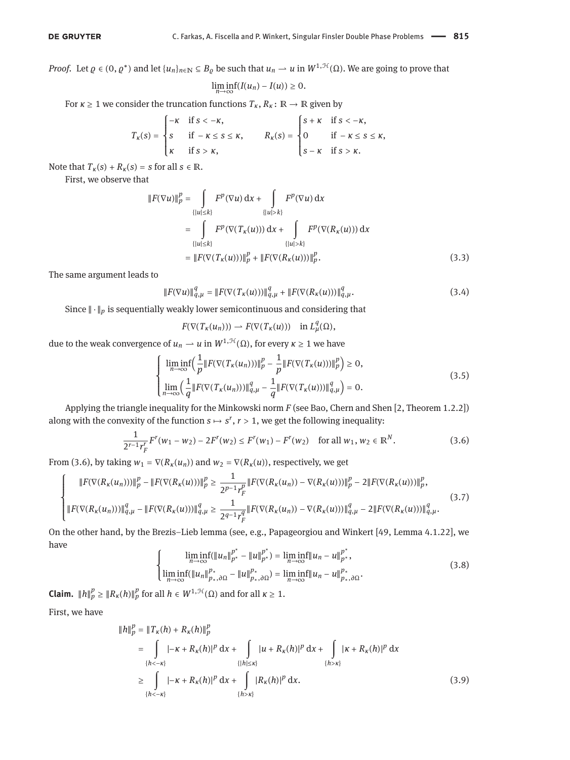*Proof.* Let $\varrho \in (0, \varrho^*)$ and let $\{u_n\}_{n\in\mathbb{N}} \subseteq B_\varrho$ be such that $u_n \rightharpoonup u$ in $W^{1,\mathcal{H}}(\Omega)$. We are going to prove that

$$\liminf_{n\to\infty}(I(u_n) - I(u)) \geq 0.$$

For $\kappa \geq 1$ we consider the truncation functions $T_\kappa, R_\kappa\colon \mathbb{R} \to \mathbb{R}$ given by

$$T_\kappa(s) = \begin{cases} -\kappa & \text{if } s < -\kappa, \\ s & \text{if } -\kappa \leq s \leq \kappa, \\ \kappa & \text{if } s > \kappa, \end{cases} \qquad R_\kappa(s) = \begin{cases} s+\kappa & \text{if } s < -\kappa, \\ 0 & \text{if } -\kappa \leq s \leq \kappa, \\ s-\kappa & \text{if } s > \kappa. \end{cases}$$

Note that $T_\kappa(s) + R_\kappa(s) = s$ for all $s \in \mathbb{R}$.

First, we observe that

$$\begin{aligned} \|F(\nabla u)\|_p^p &= \int_{\{|u|\leq k\}} F^p(\nabla u)\,\mathrm{d}x + \int_{\{|u|>k\}} F^p(\nabla u)\,\mathrm{d}x \\ &= \int_{\{|u|\leq k\}} F^p(\nabla(T_\kappa(u)))\,\mathrm{d}x + \int_{\{|u|>k\}} F^p(\nabla(R_\kappa(u)))\,\mathrm{d}x \\ &= \|F(\nabla(T_\kappa(u)))\|_p^p + \|F(\nabla(R_\kappa(u)))\|_p^p. \end{aligned} \tag{3.3}$$

The same argument leads to

$$\|F(\nabla u)\|_{q,\mu}^q = \|F(\nabla(T_\kappa(u)))\|_{q,\mu}^q + \|F(\nabla(R_\kappa(u)))\|_{q,\mu}^q. \tag{3.4}$$

Since $\|\cdot\|_p$ is sequentially weakly lower semicontinuous and considering that

$$F(\nabla(T_\kappa(u_n))) \rightharpoonup F(\nabla(T_\kappa(u))) \quad \text{in } L^q_\mu(\Omega),$$

due to the weak convergence of $u_n \rightharpoonup u$ in $W^{1,\mathcal{H}}(\Omega)$, for every $\kappa \geq 1$ we have

$$\begin{cases} \liminf\limits_{n\to\infty}\Big(\dfrac{1}{p}\|F(\nabla(T_\kappa(u_n)))\|_p^p - \dfrac{1}{p}\|F(\nabla(T_\kappa(u)))\|_p^p\Big) \geq 0, \\ \lim\limits_{n\to\infty}\Big(\dfrac{1}{q}\|F(\nabla(T_\kappa(u_n)))\|_{q,\mu}^q - \dfrac{1}{q}\|F(\nabla(T_\kappa(u)))\|_{q,\mu}^q\Big) = 0. \end{cases} \tag{3.5}$$

Applying the triangle inequality for the Minkowski norm $F$ (see Bao, Chern and Shen [2, Theorem 1.2.2]) along with the convexity of the function $s \mapsto s^r$, $r > 1$, we get the following inequality:

$$\frac{1}{2^{r-1}r_F^r}F^r(w_1 - w_2) - 2F^r(w_2) \leq F^r(w_1) - F^r(w_2) \quad \text{for all } w_1, w_2 \in \mathbb{R}^N. \tag{3.6}$$

From (3.6), by taking $w_1 = \nabla(R_\kappa(u_n))$ and $w_2 = \nabla(R_\kappa(u))$, respectively, we get

$$\begin{cases} \|F(\nabla(R_\kappa(u_n)))\|_p^p - \|F(\nabla(R_\kappa(u)))\|_p^p \geq \dfrac{1}{2^{p-1}r_F^p}\|F(\nabla(R_\kappa(u_n)) - \nabla(R_\kappa(u)))\|_p^p - 2\|F(\nabla(R_\kappa(u)))\|_p^p, \\ \|F(\nabla(R_\kappa(u_n)))\|_{q,\mu}^q - \|F(\nabla(R_\kappa(u)))\|_{q,\mu}^q \geq \dfrac{1}{2^{q-1}r_F^q}\|F(\nabla(R_\kappa(u_n)) - \nabla(R_\kappa(u)))\|_{q,\mu}^q - 2\|F(\nabla(R_\kappa(u)))\|_{q,\mu}^q. \end{cases} \tag{3.7}$$

On the other hand, by the Brezis–Lieb lemma (see, e.g., Papageorgiou and Winkert [49, Lemma 4.1.22], we have

$$\begin{cases} \liminf\limits_{n\to\infty}(\|u_n\|_{p^*}^{p^*} - \|u\|_{p^*}^{p^*}) = \liminf\limits_{n\to\infty}\|u_n - u\|_{p^*}^{p^*}, \\ \liminf\limits_{n\to\infty}(\|u_n\|_{p_*,\partial\Omega}^{p_*} - \|u\|_{p_*,\partial\Omega}^{p_*}) = \liminf\limits_{n\to\infty}\|u_n - u\|_{p_*,\partial\Omega}^{p_*}. \end{cases} \tag{3.8}$$

**Claim.** $\|h\|_p^p \geq \|R_\kappa(h)\|_p^p$ for all $h \in W^{1,\mathcal{H}}(\Omega)$ and for all $\kappa \geq 1$.

First, we have

$$\begin{aligned} \|h\|_p^p &= \|T_\kappa(h) + R_\kappa(h)\|_p^p \\ &= \int_{\{h<-\kappa\}} |-\kappa + R_\kappa(h)|^p\,\mathrm{d}x + \int_{\{|h|\leq\kappa\}} |u + R_\kappa(h)|^p\,\mathrm{d}x + \int_{\{h>\kappa\}} |\kappa + R_\kappa(h)|^p\,\mathrm{d}x \\ &\geq \int_{\{h<-\kappa\}} |-\kappa + R_\kappa(h)|^p\,\mathrm{d}x + \int_{\{h>\kappa\}} |R_\kappa(h)|^p\,\mathrm{d}x. \end{aligned} \tag{3.9}$$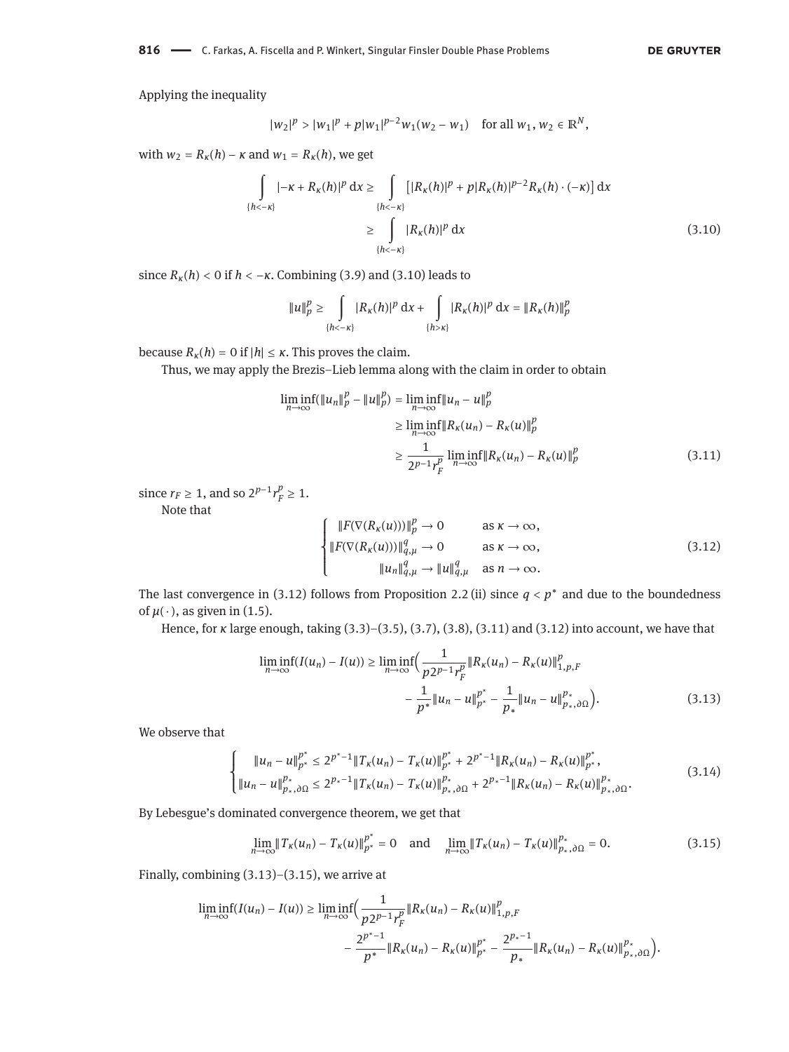Applying the inequality

$$|w_2|^p > |w_1|^p + p|w_1|^{p-2}w_1(w_2 - w_1) \quad \text{for all } w_1, w_2 \in \mathbb{R}^N,$$

with $w_2 = R_\kappa(h) - \kappa$ and $w_1 = R_\kappa(h)$, we get

$$\begin{aligned}\int_{\{h<-\kappa\}} |-\kappa + R_\kappa(h)|^p \,\mathrm{d}x &\geq \int_{\{h<-\kappa\}} \big[|R_\kappa(h)|^p + p|R_\kappa(h)|^{p-2}R_\kappa(h)\cdot(-\kappa)\big]\,\mathrm{d}x \\ &\geq \int_{\{h<-\kappa\}} |R_\kappa(h)|^p \,\mathrm{d}x \end{aligned} \tag{3.10}$$

since $R_\kappa(h) < 0$ if $h < -\kappa$. Combining (3.9) and (3.10) leads to

$$\|u\|_p^p \geq \int_{\{h<-\kappa\}} |R_\kappa(h)|^p \,\mathrm{d}x + \int_{\{h>\kappa\}} |R_\kappa(h)|^p \,\mathrm{d}x = \|R_\kappa(h)\|_p^p$$

because $R_\kappa(h) = 0$ if $|h| \leq \kappa$. This proves the claim.

Thus, we may apply the Brezis–Lieb lemma along with the claim in order to obtain

$$\begin{aligned}\liminf_{n\to\infty}(\|u_n\|_p^p - \|u\|_p^p) &= \liminf_{n\to\infty}\|u_n - u\|_p^p \\ &\geq \liminf_{n\to\infty}\|R_\kappa(u_n) - R_\kappa(u)\|_p^p \\ &\geq \frac{1}{2^{p-1}r_F^p}\liminf_{n\to\infty}\|R_\kappa(u_n) - R_\kappa(u)\|_p^p \end{aligned} \tag{3.11}$$

since $r_F \geq 1$, and so $2^{p-1}r_F^p \geq 1$.

Note that

$$\begin{cases} \|F(\nabla(R_\kappa(u)))\|_p^p \to 0 & \text{as } \kappa \to \infty, \\ \|F(\nabla(R_\kappa(u)))\|_{q,\mu}^q \to 0 & \text{as } \kappa \to \infty, \\ \|u_n\|_{q,\mu}^q \to \|u\|_{q,\mu}^q & \text{as } n \to \infty. \end{cases} \tag{3.12}$$

The last convergence in (3.12) follows from Proposition 2.2 (ii) since $q < p^*$ and due to the boundedness of $\mu(\cdot)$, as given in (1.5).

Hence, for $\kappa$ large enough, taking (3.3)–(3.5), (3.7), (3.8), (3.11) and (3.12) into account, we have that

$$\begin{aligned}\liminf_{n\to\infty}(I(u_n) - I(u)) \geq \liminf_{n\to\infty}\Big(&\frac{1}{p2^{p-1}r_F^p}\|R_\kappa(u_n) - R_\kappa(u)\|_{1,p,F}^p \\ &- \frac{1}{p^*}\|u_n - u\|_{p^*}^{p^*} - \frac{1}{p_*}\|u_n - u\|_{p_*,\partial\Omega}^{p_*}\Big). \end{aligned} \tag{3.13}$$

We observe that

$$\begin{cases} \|u_n - u\|_{p^*}^{p^*} \leq 2^{p^*-1}\|T_\kappa(u_n) - T_\kappa(u)\|_{p^*}^{p^*} + 2^{p^*-1}\|R_\kappa(u_n) - R_\kappa(u)\|_{p^*}^{p^*}, \\ \|u_n - u\|_{p_*,\partial\Omega}^{p_*} \leq 2^{p_*-1}\|T_\kappa(u_n) - T_\kappa(u)\|_{p_*,\partial\Omega}^{p_*} + 2^{p_*-1}\|R_\kappa(u_n) - R_\kappa(u)\|_{p_*,\partial\Omega}^{p_*}. \end{cases} \tag{3.14}$$

By Lebesgue's dominated convergence theorem, we get that

$$\lim_{n\to\infty}\|T_\kappa(u_n) - T_\kappa(u)\|_{p^*}^{p^*} = 0 \quad \text{and} \quad \lim_{n\to\infty}\|T_\kappa(u_n) - T_\kappa(u)\|_{p_*,\partial\Omega}^{p_*} = 0. \tag{3.15}$$

Finally, combining (3.13)–(3.15), we arrive at

$$\begin{aligned}\liminf_{n\to\infty}(I(u_n) - I(u)) \geq \liminf_{n\to\infty}\Big(&\frac{1}{p2^{p-1}r_F^p}\|R_\kappa(u_n) - R_\kappa(u)\|_{1,p,F}^p \\ &- \frac{2^{p^*-1}}{p^*}\|R_\kappa(u_n) - R_\kappa(u)\|_{p^*}^{p^*} - \frac{2^{p_*-1}}{p_*}\|R_\kappa(u_n) - R_\kappa(u)\|_{p_*,\partial\Omega}^{p_*}\Big). \end{aligned}$$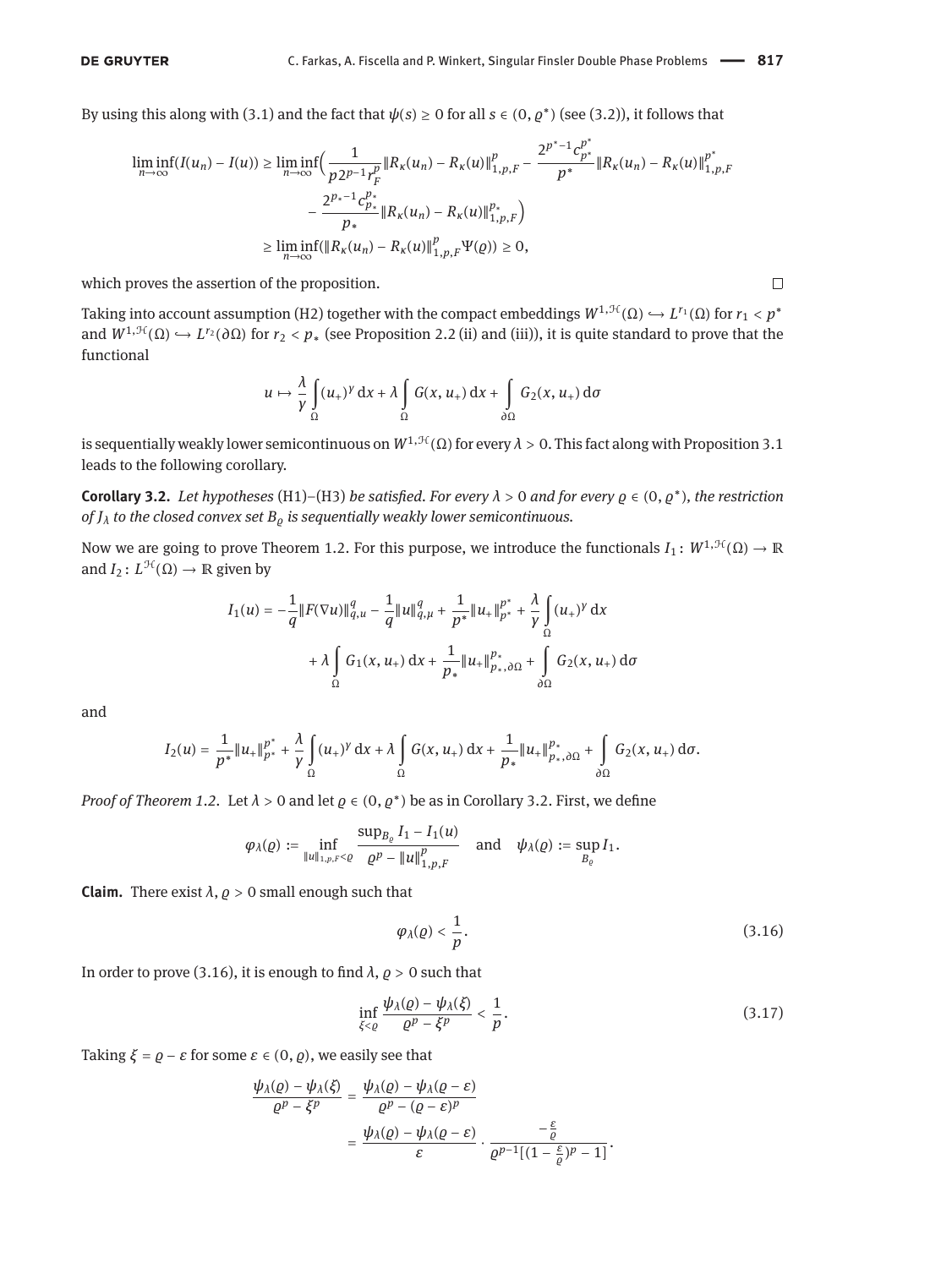By using this along with (3.1) and the fact that $\psi(s) \geq 0$ for all $s \in (0, \varrho^*)$ (see (3.2)), it follows that

$$
\begin{aligned}
\liminf_{n\to\infty}(I(u_n) - I(u)) &\geq \liminf_{n\to\infty}\Big(\frac{1}{p2^{p-1}r_F^p}\|R_\kappa(u_n) - R_\kappa(u)\|_{1,p,F}^p - \frac{2^{p^*-1}c_{p^*}^{p^*}}{p^*}\|R_\kappa(u_n) - R_\kappa(u)\|_{1,p,F}^{p^*} \\
&\quad - \frac{2^{p_*-1}c_{p_*}^{p_*}}{p_*}\|R_\kappa(u_n) - R_\kappa(u)\|_{1,p,F}^{p_*}\Big) \\
&\geq \liminf_{n\to\infty}(\|R_\kappa(u_n) - R_\kappa(u)\|_{1,p,F}^p \Psi(\varrho)) \geq 0,
\end{aligned}
$$

which proves the assertion of the proposition. $\square$

Taking into account assumption (H2) together with the compact embeddings $W^{1,\mathcal{H}}(\Omega) \hookrightarrow L^{r_1}(\Omega)$ for $r_1 < p^*$ and $W^{1,\mathcal{H}}(\Omega) \hookrightarrow L^{r_2}(\partial\Omega)$ for $r_2 < p_*$ (see Proposition 2.2 (ii) and (iii)), it is quite standard to prove that the functional

$$
u \mapsto \frac{\lambda}{\gamma}\int_\Omega (u_+)^\gamma \,dx + \lambda\int_\Omega G(x, u_+)\,dx + \int_{\partial\Omega} G_2(x, u_+)\,d\sigma
$$

is sequentially weakly lower semicontinuous on $W^{1,\mathcal{H}}(\Omega)$ for every $\lambda > 0$. This fact along with Proposition 3.1 leads to the following corollary.

**Corollary 3.2.** *Let hypotheses* (H1)–(H3) *be satisfied. For every $\lambda > 0$ and for every $\varrho \in (0, \varrho^*)$, the restriction of $J_\lambda$ to the closed convex set $B_\varrho$ is sequentially weakly lower semicontinuous.*

Now we are going to prove Theorem 1.2. For this purpose, we introduce the functionals $I_1 \colon W^{1,\mathcal{H}}(\Omega) \to \mathbb{R}$ and $I_2 \colon L^{\mathcal{H}}(\Omega) \to \mathbb{R}$ given by

$$
\begin{aligned}
I_1(u) = -\frac{1}{q}\|F(\nabla u)\|_{q,\mu}^q - \frac{1}{q}\|u\|_{q,\mu}^q + \frac{1}{p^*}\|u_+\|_{p^*}^{p^*} + \frac{\lambda}{\gamma}\int_\Omega (u_+)^\gamma\,dx \\
+ \lambda\int_\Omega G_1(x, u_+)\,dx + \frac{1}{p_*}\|u_+\|_{p_*,\partial\Omega}^{p_*} + \int_{\partial\Omega} G_2(x, u_+)\,d\sigma
\end{aligned}
$$

and

$$
I_2(u) = \frac{1}{p^*}\|u_+\|_{p^*}^{p^*} + \frac{\lambda}{\gamma}\int_\Omega (u_+)^\gamma\,dx + \lambda\int_\Omega G(x, u_+)\,dx + \frac{1}{p_*}\|u_+\|_{p_*,\partial\Omega}^{p_*} + \int_{\partial\Omega} G_2(x, u_+)\,d\sigma.
$$

*Proof of Theorem 1.2.* Let $\lambda > 0$ and let $\varrho \in (0, \varrho^*)$ be as in Corollary 3.2. First, we define

$$
\varphi_\lambda(\varrho) := \inf_{\|u\|_{1,p,F}<\varrho} \frac{\sup_{B_\varrho} I_1 - I_1(u)}{\varrho^p - \|u\|_{1,p,F}^p} \quad \text{and} \quad \psi_\lambda(\varrho) := \sup_{B_\varrho} I_1.
$$

**Claim.** There exist $\lambda, \varrho > 0$ small enough such that

$$
\varphi_\lambda(\varrho) < \frac{1}{p}. \tag{3.16}
$$

In order to prove (3.16), it is enough to find $\lambda, \varrho > 0$ such that

$$
\inf_{\xi<\varrho} \frac{\psi_\lambda(\varrho) - \psi_\lambda(\xi)}{\varrho^p - \xi^p} < \frac{1}{p}. \tag{3.17}
$$

Taking $\xi = \varrho - \varepsilon$ for some $\varepsilon \in (0, \varrho)$, we easily see that

$$
\begin{aligned}
\frac{\psi_\lambda(\varrho) - \psi_\lambda(\xi)}{\varrho^p - \xi^p} &= \frac{\psi_\lambda(\varrho) - \psi_\lambda(\varrho - \varepsilon)}{\varrho^p - (\varrho - \varepsilon)^p} \\
&= \frac{\psi_\lambda(\varrho) - \psi_\lambda(\varrho - \varepsilon)}{\varepsilon} \cdot \frac{-\frac{\varepsilon}{\varrho}}{\varrho^{p-1}[(1 - \frac{\varepsilon}{\varrho})^p - 1]}.
\end{aligned}
$$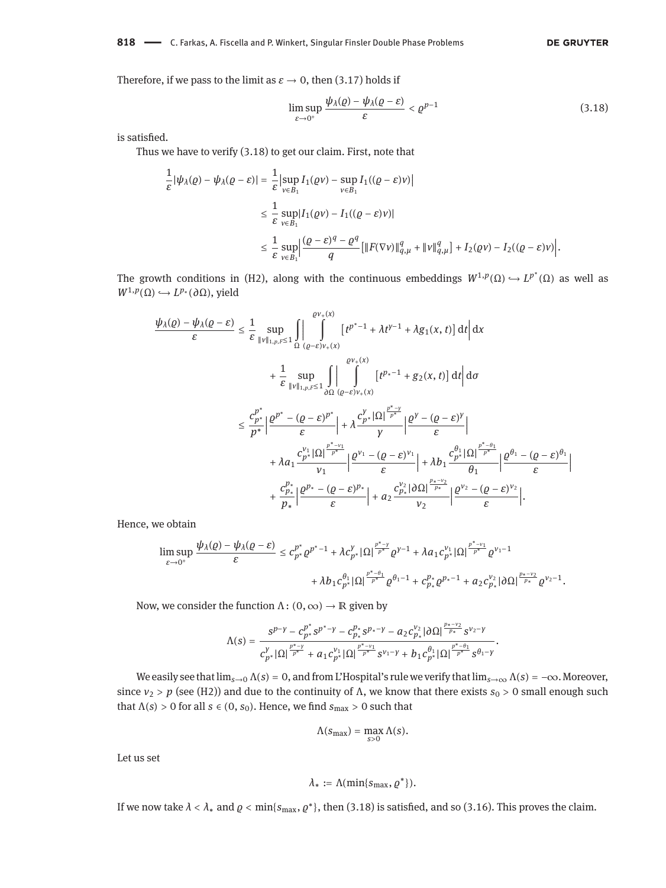Therefore, if we pass to the limit as $\varepsilon \to 0$, then (3.17) holds if

$$\limsup_{\varepsilon\to 0^+} \frac{\psi_\lambda(\varrho) - \psi_\lambda(\varrho-\varepsilon)}{\varepsilon} < \varrho^{p-1} \tag{3.18}$$

is satisfied.

Thus we have to verify (3.18) to get our claim. First, note that

$$\begin{aligned}
\frac{1}{\varepsilon}|\psi_\lambda(\varrho) - \psi_\lambda(\varrho-\varepsilon)| &= \frac{1}{\varepsilon}\Big|\sup_{v\in B_1} I_1(\varrho v) - \sup_{v\in B_1} I_1((\varrho-\varepsilon)v)\Big| \\
&\le \frac{1}{\varepsilon}\sup_{v\in B_1}|I_1(\varrho v) - I_1((\varrho-\varepsilon)v)| \\
&\le \frac{1}{\varepsilon}\sup_{v\in B_1}\Big|\frac{(\varrho-\varepsilon)^q - \varrho^q}{q}\big[\|F(\nabla v)\|_{q,\mu}^q + \|v\|_{q,\mu}^q\big] + I_2(\varrho v) - I_2((\varrho-\varepsilon)v)\Big|.
\end{aligned}$$

The growth conditions in (H2), along with the continuous embeddings $W^{1,p}(\Omega) \hookrightarrow L^{p^*}(\Omega)$ as well as $W^{1,p}(\Omega) \hookrightarrow L^{p_*}(\partial\Omega)$, yield

$$\begin{aligned}
\frac{\psi_\lambda(\varrho) - \psi_\lambda(\varrho-\varepsilon)}{\varepsilon} &\le \frac{1}{\varepsilon}\sup_{\|v\|_{1,p,F}\le 1}\int_\Omega\Big|\int_{(\varrho-\varepsilon)v_+(x)}^{\varrho v_+(x)}\big[t^{p^*-1} + \lambda t^{\gamma-1} + \lambda g_1(x,t)\big]\,dt\Big|\,dx \\
&\quad + \frac{1}{\varepsilon}\sup_{\|v\|_{1,p,F}\le 1}\int_{\partial\Omega}\Big|\int_{(\varrho-\varepsilon)v_+(x)}^{\varrho v_+(x)}\big[t^{p_*-1} + g_2(x,t)\big]\,dt\Big|\,d\sigma \\
&\le \frac{c_{p^*}^{p^*}}{p^*}\Big|\frac{\varrho^{p^*} - (\varrho-\varepsilon)^{p^*}}{\varepsilon}\Big| + \lambda\frac{c_{p^*}^{\gamma}|\Omega|^{\frac{p^*-\gamma}{p^*}}}{\gamma}\Big|\frac{\varrho^{\gamma} - (\varrho-\varepsilon)^{\gamma}}{\varepsilon}\Big| \\
&\quad + \lambda a_1\frac{c_{p^*}^{\nu_1}|\Omega|^{\frac{p^*-\nu_1}{p^*}}}{\nu_1}\Big|\frac{\varrho^{\nu_1} - (\varrho-\varepsilon)^{\nu_1}}{\varepsilon}\Big| + \lambda b_1\frac{c_{p^*}^{\theta_1}|\Omega|^{\frac{p^*-\theta_1}{p^*}}}{\theta_1}\Big|\frac{\varrho^{\theta_1} - (\varrho-\varepsilon)^{\theta_1}}{\varepsilon}\Big| \\
&\quad + \frac{c_{p_*}^{p_*}}{p_*}\Big|\frac{\varrho^{p_*} - (\varrho-\varepsilon)^{p_*}}{\varepsilon}\Big| + a_2\frac{c_{p_*}^{\nu_2}|\partial\Omega|^{\frac{p_*-\nu_2}{p_*}}}{\nu_2}\Big|\frac{\varrho^{\nu_2} - (\varrho-\varepsilon)^{\nu_2}}{\varepsilon}\Big|.
\end{aligned}$$

Hence, we obtain

$$\begin{aligned}
\limsup_{\varepsilon\to 0^+}\frac{\psi_\lambda(\varrho) - \psi_\lambda(\varrho-\varepsilon)}{\varepsilon} &\le c_{p^*}^{p^*}\varrho^{p^*-1} + \lambda c_{p^*}^{\gamma}|\Omega|^{\frac{p^*-\gamma}{p^*}}\varrho^{\gamma-1} + \lambda a_1 c_{p^*}^{\nu_1}|\Omega|^{\frac{p^*-\nu_1}{p^*}}\varrho^{\nu_1-1} \\
&\quad + \lambda b_1 c_{p^*}^{\theta_1}|\Omega|^{\frac{p^*-\theta_1}{p^*}}\varrho^{\theta_1-1} + c_{p_*}^{p_*}\varrho^{p_*-1} + a_2 c_{p_*}^{\nu_2}|\partial\Omega|^{\frac{p_*-\nu_2}{p_*}}\varrho^{\nu_2-1}.
\end{aligned}$$

Now, we consider the function $\Lambda\colon (0,\infty) \to \mathbb{R}$ given by

$$\Lambda(s) = \frac{s^{p-\gamma} - c_{p^*}^{p^*}s^{p^*-\gamma} - c_{p_*}^{p_*}s^{p_*-\gamma} - a_2 c_{p_*}^{\nu_2}|\partial\Omega|^{\frac{p_*-\nu_2}{p_*}}s^{\nu_2-\gamma}}{c_{p^*}^{\gamma}|\Omega|^{\frac{p^*-\gamma}{p^*}} + a_1 c_{p^*}^{\nu_1}|\Omega|^{\frac{p^*-\nu_1}{p^*}}s^{\nu_1-\gamma} + b_1 c_{p^*}^{\theta_1}|\Omega|^{\frac{p^*-\theta_1}{p^*}}s^{\theta_1-\gamma}}.$$

We easily see that $\lim_{s\to 0}\Lambda(s) = 0$, and from L'Hospital's rule we verify that $\lim_{s\to\infty}\Lambda(s) = -\infty$. Moreover, since $\nu_2 > p$ (see (H2)) and due to the continuity of $\Lambda$, we know that there exists $s_0 > 0$ small enough such that $\Lambda(s) > 0$ for all $s \in (0, s_0)$. Hence, we find $s_{\max} > 0$ such that

$$\Lambda(s_{\max}) = \max_{s>0}\Lambda(s).$$

Let us set

$$\lambda_* := \Lambda(\min\{s_{\max}, \varrho^*\}).$$

If we now take $\lambda < \lambda_*$ and $\varrho < \min\{s_{\max}, \varrho^*\}$, then (3.18) is satisfied, and so (3.16). This proves the claim.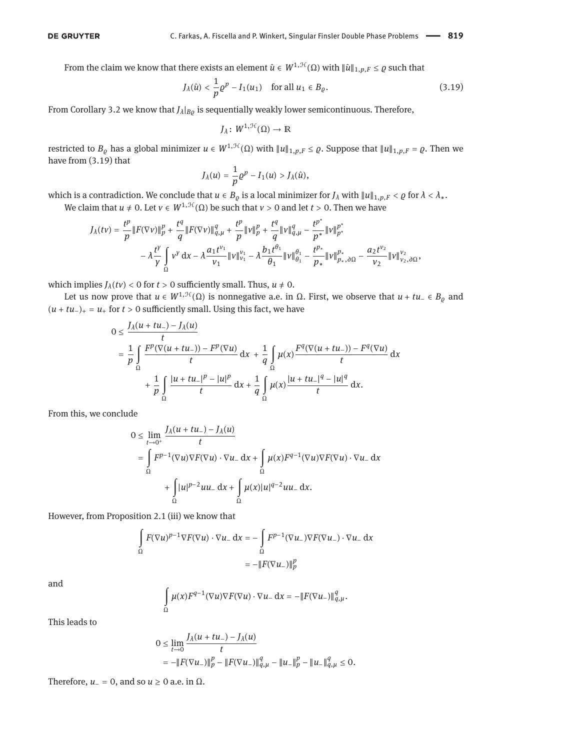From the claim we know that there exists an element $\hat{u} \in W^{1,\mathcal{H}}(\Omega)$ with $\|\hat{u}\|_{1,p,F} \leq \varrho$ such that

$$J_\lambda(\hat{u}) < \frac{1}{p}\varrho^p - I_1(u_1) \quad \text{for all } u_1 \in B_\varrho. \tag{3.19}$$

From Corollary 3.2 we know that $J_\lambda|_{B_\varrho}$ is sequentially weakly lower semicontinuous. Therefore,

$$J_\lambda \colon W^{1,\mathcal{H}}(\Omega) \to \mathbb{R}$$

restricted to $B_\varrho$ has a global minimizer $u \in W^{1,\mathcal{H}}(\Omega)$ with $\|u\|_{1,p,F} \leq \varrho$. Suppose that $\|u\|_{1,p,F} = \varrho$. Then we have from (3.19) that

$$J_\lambda(u) = \frac{1}{p}\varrho^p - I_1(u) > J_\lambda(\hat{u}),$$

which is a contradiction. We conclude that $u \in B_\varrho$ is a local minimizer for $J_\lambda$ with $\|u\|_{1,p,F} < \varrho$ for $\lambda < \lambda_*$.

We claim that $u \neq 0$. Let $v \in W^{1,\mathcal{H}}(\Omega)$ be such that $v > 0$ and let $t > 0$. Then we have

$$\begin{aligned}
J_\lambda(tv) = \frac{t^p}{p}\|F(\nabla v)\|_p^p + \frac{t^q}{q}\|F(\nabla v)\|_{q,\mu}^q + \frac{t^p}{p}\|v\|_p^p + \frac{t^q}{q}\|v\|_{q,\mu}^q - \frac{t^{p^*}}{p^*}\|v\|_{p^*}^{p^*} \\
- \lambda\frac{t^\gamma}{\gamma}\int_\Omega v^\gamma \,\mathrm{d}x - \lambda\frac{a_1 t^{\nu_1}}{\nu_1}\|v\|_{\nu_1}^{\nu_1} - \lambda\frac{b_1 t^{\theta_1}}{\theta_1}\|v\|_{\theta_1}^{\theta_1} - \frac{t^{p_*}}{p_*}\|v\|_{p_*,\partial\Omega}^{p_*} - \frac{a_2 t^{\nu_2}}{\nu_2}\|v\|_{\nu_2,\partial\Omega}^{\nu_2},
\end{aligned}$$

which implies $J_\lambda(tv) < 0$ for $t > 0$ sufficiently small. Thus, $u \neq 0$.

Let us now prove that $u \in W^{1,\mathcal{H}}(\Omega)$ is nonnegative a.e. in $\Omega$. First, we observe that $u + tu_- \in B_\varrho$ and $(u + tu_-)_+ = u_+$ for $t > 0$ sufficiently small. Using this fact, we have

$$\begin{aligned}
0 &\leq \frac{J_\lambda(u + tu_-) - J_\lambda(u)}{t} \\
&= \frac{1}{p}\int_\Omega \frac{F^p(\nabla(u + tu_-)) - F^p(\nabla u)}{t}\,\mathrm{d}x + \frac{1}{q}\int_\Omega \mu(x)\frac{F^q(\nabla(u + tu_-)) - F^q(\nabla u)}{t}\,\mathrm{d}x \\
&\quad + \frac{1}{p}\int_\Omega \frac{|u + tu_-|^p - |u|^p}{t}\,\mathrm{d}x + \frac{1}{q}\int_\Omega \mu(x)\frac{|u + tu_-|^q - |u|^q}{t}\,\mathrm{d}x.
\end{aligned}$$

From this, we conclude

$$\begin{aligned}
0 &\leq \lim_{t\to 0^+} \frac{J_\lambda(u + tu_-) - J_\lambda(u)}{t} \\
&= \int_\Omega F^{p-1}(\nabla u)\nabla F(\nabla u)\cdot\nabla u_-\,\mathrm{d}x + \int_\Omega \mu(x)F^{q-1}(\nabla u)\nabla F(\nabla u)\cdot\nabla u_-\,\mathrm{d}x \\
&\quad + \int_\Omega |u|^{p-2}uu_-\,\mathrm{d}x + \int_\Omega \mu(x)|u|^{q-2}uu_-\,\mathrm{d}x.
\end{aligned}$$

However, from Proposition 2.1 (iii) we know that

$$\begin{aligned}
\int_\Omega F(\nabla u)^{p-1}\nabla F(\nabla u)\cdot\nabla u_-\,\mathrm{d}x &= -\int_\Omega F^{p-1}(\nabla u_-)\nabla F(\nabla u_-)\cdot\nabla u_-\,\mathrm{d}x \\
&= -\|F(\nabla u_-)\|_p^p
\end{aligned}$$

and

$$\int_\Omega \mu(x)F^{q-1}(\nabla u)\nabla F(\nabla u)\cdot\nabla u_-\,\mathrm{d}x = -\|F(\nabla u_-)\|_{q,\mu}^q.$$

This leads to

$$\begin{aligned}
0 &\leq \lim_{t\to 0}\frac{J_\lambda(u + tu_-) - J_\lambda(u)}{t} \\
&= -\|F(\nabla u_-)\|_p^p - \|F(\nabla u_-)\|_{q,\mu}^q - \|u_-\|_p^p - \|u_-\|_{q,\mu}^q \leq 0.
\end{aligned}$$

Therefore, $u_- = 0$, and so $u \geq 0$ a.e. in $\Omega$.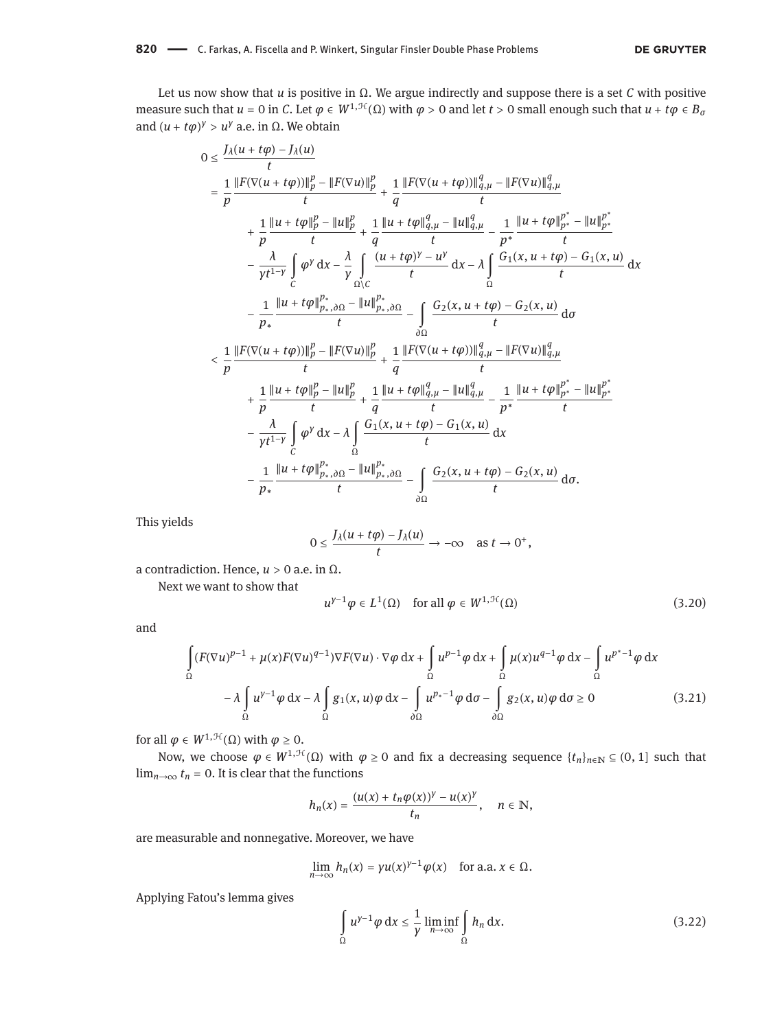Let us now show that $u$ is positive in $\Omega$. We argue indirectly and suppose there is a set $C$ with positive measure such that $u = 0$ in $C$. Let $\varphi \in W^{1,\mathcal{H}}(\Omega)$ with $\varphi > 0$ and let $t > 0$ small enough such that $u + t\varphi \in B_\sigma$ and $(u + t\varphi)^\gamma > u^\gamma$ a.e. in $\Omega$. We obtain

$$
\begin{aligned}
0 &\leq \frac{J_\lambda(u+t\varphi) - J_\lambda(u)}{t} \\
&= \frac{1}{p}\frac{\|F(\nabla(u+t\varphi))\|_p^p - \|F(\nabla u)\|_p^p}{t} + \frac{1}{q}\frac{\|F(\nabla(u+t\varphi))\|_{q,\mu}^q - \|F(\nabla u)\|_{q,\mu}^q}{t} \\
&\quad + \frac{1}{p}\frac{\|u+t\varphi\|_p^p - \|u\|_p^p}{t} + \frac{1}{q}\frac{\|u+t\varphi\|_{q,\mu}^q - \|u\|_{q,\mu}^q}{t} - \frac{1}{p^*}\frac{\|u+t\varphi\|_{p^*}^{p^*} - \|u\|_{p^*}^{p^*}}{t} \\
&\quad - \frac{\lambda}{\gamma t^{1-\gamma}}\int_C \varphi^\gamma \,\mathrm{d}x - \frac{\lambda}{\gamma}\int_{\Omega\setminus C} \frac{(u+t\varphi)^\gamma - u^\gamma}{t}\,\mathrm{d}x - \lambda\int_\Omega \frac{G_1(x,u+t\varphi) - G_1(x,u)}{t}\,\mathrm{d}x \\
&\quad - \frac{1}{p_*}\frac{\|u+t\varphi\|_{p_*,\partial\Omega}^{p_*} - \|u\|_{p_*,\partial\Omega}^{p_*}}{t} - \int_{\partial\Omega} \frac{G_2(x,u+t\varphi) - G_2(x,u)}{t}\,\mathrm{d}\sigma \\
&< \frac{1}{p}\frac{\|F(\nabla(u+t\varphi))\|_p^p - \|F(\nabla u)\|_p^p}{t} + \frac{1}{q}\frac{\|F(\nabla(u+t\varphi))\|_{q,\mu}^q - \|F(\nabla u)\|_{q,\mu}^q}{t} \\
&\quad + \frac{1}{p}\frac{\|u+t\varphi\|_p^p - \|u\|_p^p}{t} + \frac{1}{q}\frac{\|u+t\varphi\|_{q,\mu}^q - \|u\|_{q,\mu}^q}{t} - \frac{1}{p^*}\frac{\|u+t\varphi\|_{p^*}^{p^*} - \|u\|_{p^*}^{p^*}}{t} \\
&\quad - \frac{\lambda}{\gamma t^{1-\gamma}}\int_C \varphi^\gamma \,\mathrm{d}x - \lambda\int_\Omega \frac{G_1(x,u+t\varphi) - G_1(x,u)}{t}\,\mathrm{d}x \\
&\quad - \frac{1}{p_*}\frac{\|u+t\varphi\|_{p_*,\partial\Omega}^{p_*} - \|u\|_{p_*,\partial\Omega}^{p_*}}{t} - \int_{\partial\Omega} \frac{G_2(x,u+t\varphi) - G_2(x,u)}{t}\,\mathrm{d}\sigma.
\end{aligned}
$$

This yields

$$
0 \leq \frac{J_\lambda(u+t\varphi) - J_\lambda(u)}{t} \to -\infty \quad \text{as } t \to 0^+,
$$

a contradiction. Hence, $u > 0$ a.e. in $\Omega$.

Next we want to show that

$$
u^{\gamma-1}\varphi \in L^1(\Omega) \quad \text{for all } \varphi \in W^{1,\mathcal{H}}(\Omega) \tag{3.20}
$$

and

$$
\begin{aligned}
&\int_\Omega (F(\nabla u)^{p-1} + \mu(x)F(\nabla u)^{q-1})\nabla F(\nabla u)\cdot\nabla\varphi\,\mathrm{d}x + \int_\Omega u^{p-1}\varphi\,\mathrm{d}x + \int_\Omega \mu(x)u^{q-1}\varphi\,\mathrm{d}x - \int_\Omega u^{p^*-1}\varphi\,\mathrm{d}x \\
&\quad - \lambda\int_\Omega u^{\gamma-1}\varphi\,\mathrm{d}x - \lambda\int_\Omega g_1(x,u)\varphi\,\mathrm{d}x - \int_{\partial\Omega} u^{p_*-1}\varphi\,\mathrm{d}\sigma - \int_{\partial\Omega} g_2(x,u)\varphi\,\mathrm{d}\sigma \geq 0
\end{aligned} \tag{3.21}
$$

for all $\varphi \in W^{1,\mathcal{H}}(\Omega)$ with $\varphi \geq 0$.

Now, we choose $\varphi \in W^{1,\mathcal{H}}(\Omega)$ with $\varphi \geq 0$ and fix a decreasing sequence $\{t_n\}_{n\in\mathbb{N}} \subseteq (0,1]$ such that $\lim_{n\to\infty} t_n = 0$. It is clear that the functions

$$
h_n(x) = \frac{(u(x) + t_n\varphi(x))^\gamma - u(x)^\gamma}{t_n}, \quad n \in \mathbb{N},
$$

are measurable and nonnegative. Moreover, we have

$$
\lim_{n\to\infty} h_n(x) = \gamma u(x)^{\gamma-1}\varphi(x) \quad \text{for a.a. } x \in \Omega.
$$

Applying Fatou's lemma gives

$$
\int_\Omega u^{\gamma-1}\varphi\,\mathrm{d}x \leq \frac{1}{\gamma}\liminf_{n\to\infty}\int_\Omega h_n\,\mathrm{d}x. \tag{3.22}
$$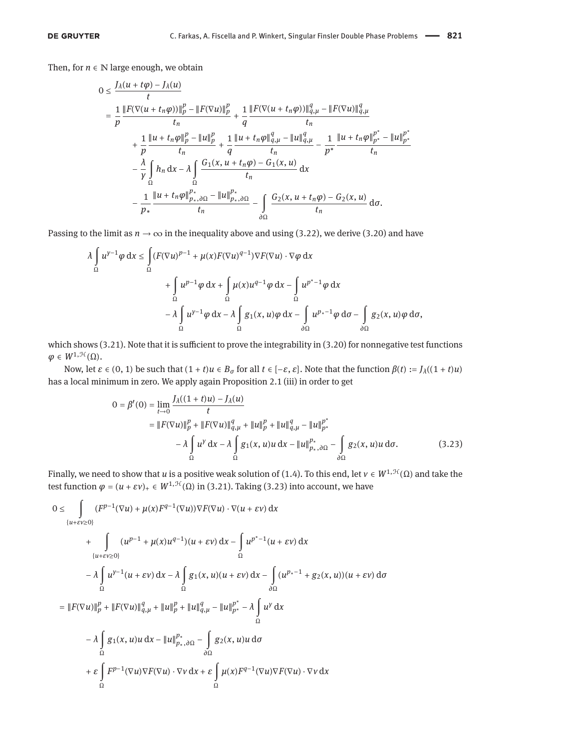Then, for $n \in \mathbb{N}$ large enough, we obtain

$$
\begin{aligned}
0 &\le \frac{J_\lambda(u+t\varphi)-J_\lambda(u)}{t} \\
&= \frac{1}{p}\frac{\|F(\nabla(u+t_n\varphi))\|_p^p-\|F(\nabla u)\|_p^p}{t_n}+\frac{1}{q}\frac{\|F(\nabla(u+t_n\varphi))\|_{q,\mu}^q-\|F(\nabla u)\|_{q,\mu}^q}{t_n} \\
&\quad+\frac{1}{p}\frac{\|u+t_n\varphi\|_p^p-\|u\|_p^p}{t_n}+\frac{1}{q}\frac{\|u+t_n\varphi\|_{q,\mu}^q-\|u\|_{q,\mu}^q}{t_n}-\frac{1}{p^*}\frac{\|u+t_n\varphi\|_{p^*}^{p^*}-\|u\|_{p^*}^{p^*}}{t_n} \\
&\quad-\frac{\lambda}{\gamma}\int_\Omega h_n\,\mathrm{d}x-\lambda\int_\Omega\frac{G_1(x,u+t_n\varphi)-G_1(x,u)}{t_n}\,\mathrm{d}x \\
&\quad-\frac{1}{p_*}\frac{\|u+t_n\varphi\|_{p_*,\partial\Omega}^{p_*}-\|u\|_{p_*,\partial\Omega}^{p_*}}{t_n}-\int_{\partial\Omega}\frac{G_2(x,u+t_n\varphi)-G_2(x,u)}{t_n}\,\mathrm{d}\sigma.
\end{aligned}
$$

Passing to the limit as $n\to\infty$ in the inequality above and using (3.22), we derive (3.20) and have

$$
\begin{aligned}
\lambda\int_\Omega u^{\gamma-1}\varphi\,\mathrm{d}x &\le \int_\Omega (F(\nabla u)^{p-1}+\mu(x)F(\nabla u)^{q-1})\nabla F(\nabla u)\cdot\nabla\varphi\,\mathrm{d}x \\
&\quad+\int_\Omega u^{p-1}\varphi\,\mathrm{d}x+\int_\Omega \mu(x)u^{q-1}\varphi\,\mathrm{d}x-\int_\Omega u^{p^*-1}\varphi\,\mathrm{d}x \\
&\quad-\lambda\int_\Omega u^{\gamma-1}\varphi\,\mathrm{d}x-\lambda\int_\Omega g_1(x,u)\varphi\,\mathrm{d}x-\int_{\partial\Omega}u^{p_*-1}\varphi\,\mathrm{d}\sigma-\int_{\partial\Omega}g_2(x,u)\varphi\,\mathrm{d}\sigma,
\end{aligned}
$$

which shows (3.21). Note that it is sufficient to prove the integrability in (3.20) for nonnegative test functions $\varphi\in W^{1,\mathcal{H}}(\Omega)$.

Now, let $\varepsilon\in(0,1)$ be such that $(1+t)u\in B_\sigma$ for all $t\in[-\varepsilon,\varepsilon]$. Note that the function $\beta(t):=J_\lambda((1+t)u)$ has a local minimum in zero. We apply again Proposition 2.1 (iii) in order to get

$$
\begin{aligned}
0=\beta'(0)&=\lim_{t\to0}\frac{J_\lambda((1+t)u)-J_\lambda(u)}{t} \\
&=\|F(\nabla u)\|_p^p+\|F(\nabla u)\|_{q,\mu}^q+\|u\|_p^p+\|u\|_{q,\mu}^q-\|u\|_{p^*}^{p^*} \\
&\quad-\lambda\int_\Omega u^\gamma\,\mathrm{d}x-\lambda\int_\Omega g_1(x,u)u\,\mathrm{d}x-\|u\|_{p_*,\partial\Omega}^{p_*}-\int_{\partial\Omega}g_2(x,u)u\,\mathrm{d}\sigma. \qquad (3.23)
\end{aligned}
$$

Finally, we need to show that $u$ is a positive weak solution of (1.4). To this end, let $v\in W^{1,\mathcal{H}}(\Omega)$ and take the test function $\varphi=(u+\varepsilon v)_+\in W^{1,\mathcal{H}}(\Omega)$ in (3.21). Taking (3.23) into account, we have

$$
\begin{aligned}
0 &\le \int_{\{u+\varepsilon v\ge0\}}(F^{p-1}(\nabla u)+\mu(x)F^{q-1}(\nabla u))\nabla F(\nabla u)\cdot\nabla(u+\varepsilon v)\,\mathrm{d}x \\
&\quad+\int_{\{u+\varepsilon v\ge0\}}(u^{p-1}+\mu(x)u^{q-1})(u+\varepsilon v)\,\mathrm{d}x-\int_\Omega u^{p^*-1}(u+\varepsilon v)\,\mathrm{d}x \\
&\quad-\lambda\int_\Omega u^{\gamma-1}(u+\varepsilon v)\,\mathrm{d}x-\lambda\int_\Omega g_1(x,u)(u+\varepsilon v)\,\mathrm{d}x-\int_{\partial\Omega}(u^{p_*-1}+g_2(x,u))(u+\varepsilon v)\,\mathrm{d}\sigma \\
&=\|F(\nabla u)\|_p^p+\|F(\nabla u)\|_{q,\mu}^q+\|u\|_p^p+\|u\|_{q,\mu}^q-\|u\|_{p^*}^{p^*}-\lambda\int_\Omega u^\gamma\,\mathrm{d}x \\
&\quad-\lambda\int_\Omega g_1(x,u)u\,\mathrm{d}x-\|u\|_{p_*,\partial\Omega}^{p_*}-\int_{\partial\Omega}g_2(x,u)u\,\mathrm{d}\sigma \\
&\quad+\varepsilon\int_\Omega F^{p-1}(\nabla u)\nabla F(\nabla u)\cdot\nabla v\,\mathrm{d}x+\varepsilon\int_\Omega\mu(x)F^{q-1}(\nabla u)\nabla F(\nabla u)\cdot\nabla v\,\mathrm{d}x
\end{aligned}
$$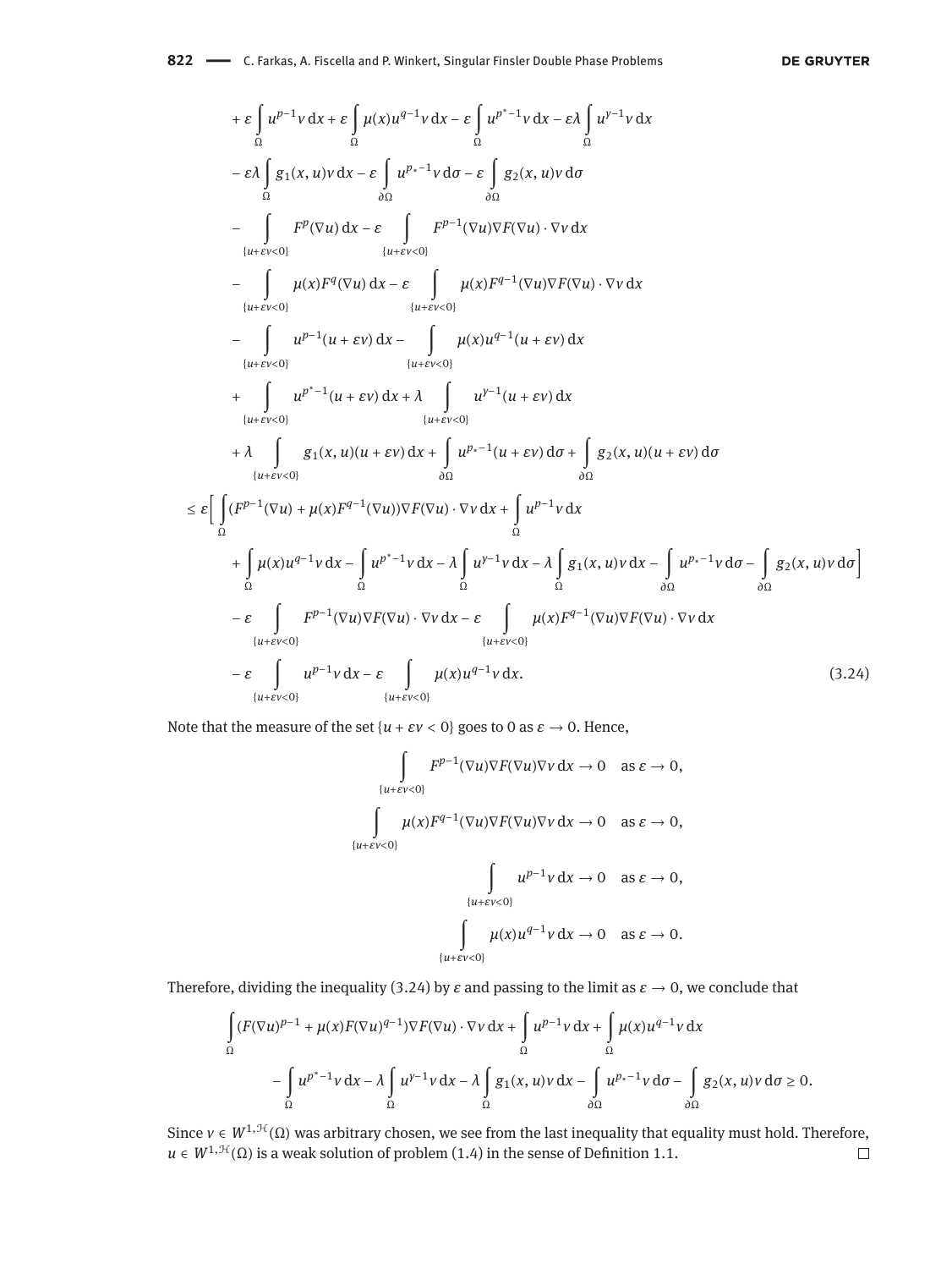$$
\begin{aligned}
&+\varepsilon \int_\Omega u^{p-1} v \,\mathrm{d}x + \varepsilon \int_\Omega \mu(x) u^{q-1} v \,\mathrm{d}x - \varepsilon \int_\Omega u^{p^*-1} v \,\mathrm{d}x - \varepsilon\lambda \int_\Omega u^{\gamma-1} v \,\mathrm{d}x \\
&- \varepsilon\lambda \int_\Omega g_1(x,u) v \,\mathrm{d}x - \varepsilon \int_{\partial\Omega} u^{p_*-1} v \,\mathrm{d}\sigma - \varepsilon \int_{\partial\Omega} g_2(x,u) v \,\mathrm{d}\sigma \\
&- \int_{\{u+\varepsilon v<0\}} F^p(\nabla u) \,\mathrm{d}x - \varepsilon \int_{\{u+\varepsilon v<0\}} F^{p-1}(\nabla u) \nabla F(\nabla u) \cdot \nabla v \,\mathrm{d}x \\
&- \int_{\{u+\varepsilon v<0\}} \mu(x) F^q(\nabla u) \,\mathrm{d}x - \varepsilon \int_{\{u+\varepsilon v<0\}} \mu(x) F^{q-1}(\nabla u) \nabla F(\nabla u) \cdot \nabla v \,\mathrm{d}x \\
&- \int_{\{u+\varepsilon v<0\}} u^{p-1}(u+\varepsilon v) \,\mathrm{d}x - \int_{\{u+\varepsilon v<0\}} \mu(x) u^{q-1}(u+\varepsilon v) \,\mathrm{d}x \\
&+ \int_{\{u+\varepsilon v<0\}} u^{p^*-1}(u+\varepsilon v) \,\mathrm{d}x + \lambda \int_{\{u+\varepsilon v<0\}} u^{\gamma-1}(u+\varepsilon v) \,\mathrm{d}x \\
&+ \lambda \int_{\{u+\varepsilon v<0\}} g_1(x,u)(u+\varepsilon v) \,\mathrm{d}x + \int_{\partial\Omega} u^{p_*-1}(u+\varepsilon v) \,\mathrm{d}\sigma + \int_{\partial\Omega} g_2(x,u)(u+\varepsilon v) \,\mathrm{d}\sigma \\
\le{}& \varepsilon \Big[ \int_\Omega (F^{p-1}(\nabla u) + \mu(x) F^{q-1}(\nabla u)) \nabla F(\nabla u) \cdot \nabla v \,\mathrm{d}x + \int_\Omega u^{p-1} v \,\mathrm{d}x \\
&+ \int_\Omega \mu(x) u^{q-1} v \,\mathrm{d}x - \int_\Omega u^{p^*-1} v \,\mathrm{d}x - \lambda \int_\Omega u^{\gamma-1} v \,\mathrm{d}x - \lambda \int_\Omega g_1(x,u) v \,\mathrm{d}x - \int_{\partial\Omega} u^{p_*-1} v \,\mathrm{d}\sigma - \int_{\partial\Omega} g_2(x,u) v \,\mathrm{d}\sigma \Big] \\
&- \varepsilon \int_{\{u+\varepsilon v<0\}} F^{p-1}(\nabla u) \nabla F(\nabla u) \cdot \nabla v \,\mathrm{d}x - \varepsilon \int_{\{u+\varepsilon v<0\}} \mu(x) F^{q-1}(\nabla u) \nabla F(\nabla u) \cdot \nabla v \,\mathrm{d}x \\
&- \varepsilon \int_{\{u+\varepsilon v<0\}} u^{p-1} v \,\mathrm{d}x - \varepsilon \int_{\{u+\varepsilon v<0\}} \mu(x) u^{q-1} v \,\mathrm{d}x. 
\end{aligned}
\tag{3.24}
$$

Note that the measure of the set $\{u + \varepsilon v < 0\}$ goes to 0 as $\varepsilon \to 0$. Hence,

$$
\begin{aligned}
\int_{\{u+\varepsilon v<0\}} F^{p-1}(\nabla u) \nabla F(\nabla u) \nabla v \,\mathrm{d}x \to 0 \quad &\text{as } \varepsilon \to 0, \\
\int_{\{u+\varepsilon v<0\}} \mu(x) F^{q-1}(\nabla u) \nabla F(\nabla u) \nabla v \,\mathrm{d}x \to 0 \quad &\text{as } \varepsilon \to 0, \\
\int_{\{u+\varepsilon v<0\}} u^{p-1} v \,\mathrm{d}x \to 0 \quad &\text{as } \varepsilon \to 0, \\
\int_{\{u+\varepsilon v<0\}} \mu(x) u^{q-1} v \,\mathrm{d}x \to 0 \quad &\text{as } \varepsilon \to 0.
\end{aligned}
$$

Therefore, dividing the inequality (3.24) by $\varepsilon$ and passing to the limit as $\varepsilon \to 0$, we conclude that

$$
\begin{aligned}
&\int_\Omega (F(\nabla u)^{p-1} + \mu(x) F(\nabla u)^{q-1}) \nabla F(\nabla u) \cdot \nabla v \,\mathrm{d}x + \int_\Omega u^{p-1} v \,\mathrm{d}x + \int_\Omega \mu(x) u^{q-1} v \,\mathrm{d}x \\
&\qquad - \int_\Omega u^{p^*-1} v \,\mathrm{d}x - \lambda \int_\Omega u^{\gamma-1} v \,\mathrm{d}x - \lambda \int_\Omega g_1(x,u) v \,\mathrm{d}x - \int_{\partial\Omega} u^{p_*-1} v \,\mathrm{d}\sigma - \int_{\partial\Omega} g_2(x,u) v \,\mathrm{d}\sigma \ge 0.
\end{aligned}
$$

Since $v \in W^{1,\mathcal{H}}(\Omega)$ was arbitrary chosen, we see from the last inequality that equality must hold. Therefore, $u \in W^{1,\mathcal{H}}(\Omega)$ is a weak solution of problem (1.4) in the sense of Definition 1.1. □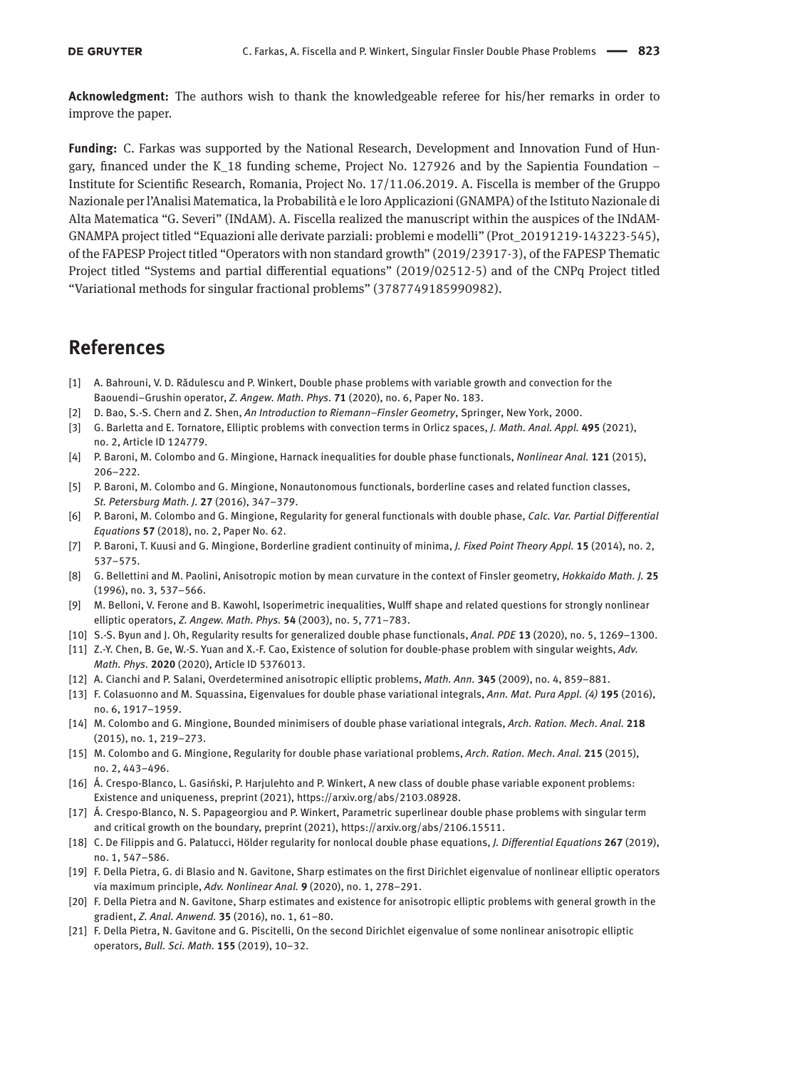**Acknowledgment:** The authors wish to thank the knowledgeable referee for his/her remarks in order to improve the paper.

**Funding:** C. Farkas was supported by the National Research, Development and Innovation Fund of Hungary, financed under the K_18 funding scheme, Project No. 127926 and by the Sapientia Foundation – Institute for Scientific Research, Romania, Project No. 17/11.06.2019. A. Fiscella is member of the Gruppo Nazionale per l'Analisi Matematica, la Probabilità e le loro Applicazioni (GNAMPA) of the Istituto Nazionale di Alta Matematica "G. Severi" (INdAM). A. Fiscella realized the manuscript within the auspices of the INdAM-GNAMPA project titled "Equazioni alle derivate parziali: problemi e modelli" (Prot_20191219-143223-545), of the FAPESP Project titled "Operators with non standard growth" (2019/23917-3), of the FAPESP Thematic Project titled "Systems and partial differential equations" (2019/02512-5) and of the CNPq Project titled "Variational methods for singular fractional problems" (3787749185990982).

# References

[1] A. Bahrouni, V. D. Rădulescu and P. Winkert, Double phase problems with variable growth and convection for the Baouendi–Grushin operator, *Z. Angew. Math. Phys.* **71** (2020), no. 6, Paper No. 183.

[2] D. Bao, S.-S. Chern and Z. Shen, *An Introduction to Riemann–Finsler Geometry*, Springer, New York, 2000.

[3] G. Barletta and E. Tornatore, Elliptic problems with convection terms in Orlicz spaces, *J. Math. Anal. Appl.* **495** (2021), no. 2, Article ID 124779.

[4] P. Baroni, M. Colombo and G. Mingione, Harnack inequalities for double phase functionals, *Nonlinear Anal.* **121** (2015), 206–222.

[5] P. Baroni, M. Colombo and G. Mingione, Nonautonomous functionals, borderline cases and related function classes, *St. Petersburg Math. J.* **27** (2016), 347–379.

[6] P. Baroni, M. Colombo and G. Mingione, Regularity for general functionals with double phase, *Calc. Var. Partial Differential Equations* **57** (2018), no. 2, Paper No. 62.

[7] P. Baroni, T. Kuusi and G. Mingione, Borderline gradient continuity of minima, *J. Fixed Point Theory Appl.* **15** (2014), no. 2, 537–575.

[8] G. Bellettini and M. Paolini, Anisotropic motion by mean curvature in the context of Finsler geometry, *Hokkaido Math. J.* **25** (1996), no. 3, 537–566.

[9] M. Belloni, V. Ferone and B. Kawohl, Isoperimetric inequalities, Wulff shape and related questions for strongly nonlinear elliptic operators, *Z. Angew. Math. Phys.* **54** (2003), no. 5, 771–783.

[10] S.-S. Byun and J. Oh, Regularity results for generalized double phase functionals, *Anal. PDE* **13** (2020), no. 5, 1269–1300.

[11] Z.-Y. Chen, B. Ge, W.-S. Yuan and X.-F. Cao, Existence of solution for double-phase problem with singular weights, *Adv. Math. Phys.* **2020** (2020), Article ID 5376013.

[12] A. Cianchi and P. Salani, Overdetermined anisotropic elliptic problems, *Math. Ann.* **345** (2009), no. 4, 859–881.

[13] F. Colasuonno and M. Squassina, Eigenvalues for double phase variational integrals, *Ann. Mat. Pura Appl. (4)* **195** (2016), no. 6, 1917–1959.

[14] M. Colombo and G. Mingione, Bounded minimisers of double phase variational integrals, *Arch. Ration. Mech. Anal.* **218** (2015), no. 1, 219–273.

[15] M. Colombo and G. Mingione, Regularity for double phase variational problems, *Arch. Ration. Mech. Anal.* **215** (2015), no. 2, 443–496.

[16] Á. Crespo-Blanco, L. Gasiński, P. Harjulehto and P. Winkert, A new class of double phase variable exponent problems: Existence and uniqueness, preprint (2021), https://arxiv.org/abs/2103.08928.

[17] Á. Crespo-Blanco, N. S. Papageorgiou and P. Winkert, Parametric superlinear double phase problems with singular term and critical growth on the boundary, preprint (2021), https://arxiv.org/abs/2106.15511.

[18] C. De Filippis and G. Palatucci, Hölder regularity for nonlocal double phase equations, *J. Differential Equations* **267** (2019), no. 1, 547–586.

[19] F. Della Pietra, G. di Blasio and N. Gavitone, Sharp estimates on the first Dirichlet eigenvalue of nonlinear elliptic operators via maximum principle, *Adv. Nonlinear Anal.* **9** (2020), no. 1, 278–291.

[20] F. Della Pietra and N. Gavitone, Sharp estimates and existence for anisotropic elliptic problems with general growth in the gradient, *Z. Anal. Anwend.* **35** (2016), no. 1, 61–80.

[21] F. Della Pietra, N. Gavitone and G. Piscitelli, On the second Dirichlet eigenvalue of some nonlinear anisotropic elliptic operators, *Bull. Sci. Math.* **155** (2019), 10–32.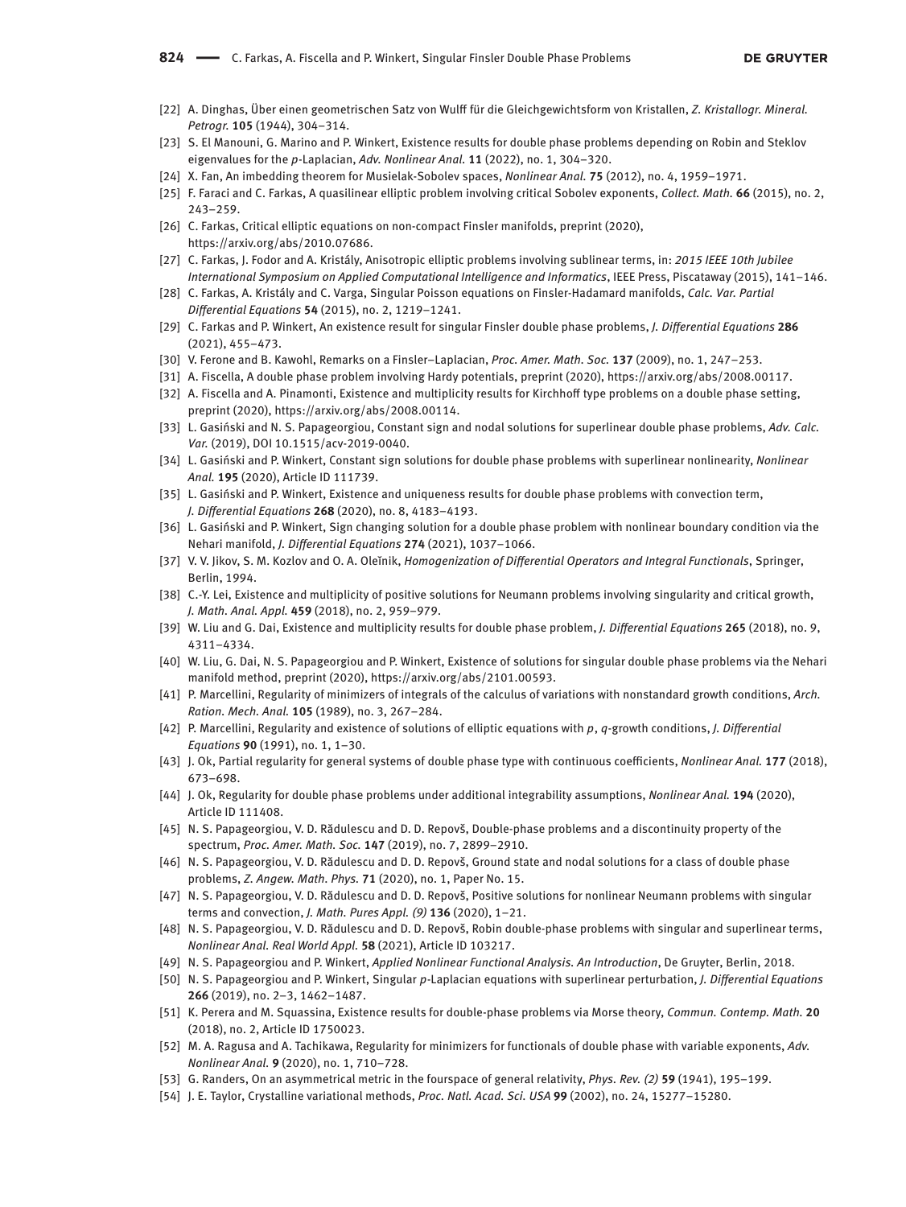[22] A. Dinghas, Über einen geometrischen Satz von Wulff für die Gleichgewichtsform von Kristallen, *Z. Kristallogr. Mineral. Petrogr.* **105** (1944), 304–314.

[23] S. El Manouni, G. Marino and P. Winkert, Existence results for double phase problems depending on Robin and Steklov eigenvalues for the $p$-Laplacian, *Adv. Nonlinear Anal.* **11** (2022), no. 1, 304–320.

[24] X. Fan, An imbedding theorem for Musielak-Sobolev spaces, *Nonlinear Anal.* **75** (2012), no. 4, 1959–1971.

[25] F. Faraci and C. Farkas, A quasilinear elliptic problem involving critical Sobolev exponents, *Collect. Math.* **66** (2015), no. 2, 243–259.

[26] C. Farkas, Critical elliptic equations on non-compact Finsler manifolds, preprint (2020), https://arxiv.org/abs/2010.07686.

[27] C. Farkas, J. Fodor and A. Kristály, Anisotropic elliptic problems involving sublinear terms, in: *2015 IEEE 10th Jubilee International Symposium on Applied Computational Intelligence and Informatics*, IEEE Press, Piscataway (2015), 141–146.

[28] C. Farkas, A. Kristály and C. Varga, Singular Poisson equations on Finsler-Hadamard manifolds, *Calc. Var. Partial Differential Equations* **54** (2015), no. 2, 1219–1241.

[29] C. Farkas and P. Winkert, An existence result for singular Finsler double phase problems, *J. Differential Equations* **286** (2021), 455–473.

[30] V. Ferone and B. Kawohl, Remarks on a Finsler–Laplacian, *Proc. Amer. Math. Soc.* **137** (2009), no. 1, 247–253.

[31] A. Fiscella, A double phase problem involving Hardy potentials, preprint (2020), https://arxiv.org/abs/2008.00117.

[32] A. Fiscella and A. Pinamonti, Existence and multiplicity results for Kirchhoff type problems on a double phase setting, preprint (2020), https://arxiv.org/abs/2008.00114.

[33] L. Gasiński and N. S. Papageorgiou, Constant sign and nodal solutions for superlinear double phase problems, *Adv. Calc. Var.* (2019), DOI 10.1515/acv-2019-0040.

[34] L. Gasiński and P. Winkert, Constant sign solutions for double phase problems with superlinear nonlinearity, *Nonlinear Anal.* **195** (2020), Article ID 111739.

[35] L. Gasiński and P. Winkert, Existence and uniqueness results for double phase problems with convection term, *J. Differential Equations* **268** (2020), no. 8, 4183–4193.

[36] L. Gasiński and P. Winkert, Sign changing solution for a double phase problem with nonlinear boundary condition via the Nehari manifold, *J. Differential Equations* **274** (2021), 1037–1066.

[37] V. V. Jikov, S. M. Kozlov and O. A. Oleĭnik, *Homogenization of Differential Operators and Integral Functionals*, Springer, Berlin, 1994.

[38] C.-Y. Lei, Existence and multiplicity of positive solutions for Neumann problems involving singularity and critical growth, *J. Math. Anal. Appl.* **459** (2018), no. 2, 959–979.

[39] W. Liu and G. Dai, Existence and multiplicity results for double phase problem, *J. Differential Equations* **265** (2018), no. 9, 4311–4334.

[40] W. Liu, G. Dai, N. S. Papageorgiou and P. Winkert, Existence of solutions for singular double phase problems via the Nehari manifold method, preprint (2020), https://arxiv.org/abs/2101.00593.

[41] P. Marcellini, Regularity of minimizers of integrals of the calculus of variations with nonstandard growth conditions, *Arch. Ration. Mech. Anal.* **105** (1989), no. 3, 267–284.

[42] P. Marcellini, Regularity and existence of solutions of elliptic equations with $p$, $q$-growth conditions, *J. Differential Equations* **90** (1991), no. 1, 1–30.

[43] J. Ok, Partial regularity for general systems of double phase type with continuous coefficients, *Nonlinear Anal.* **177** (2018), 673–698.

[44] J. Ok, Regularity for double phase problems under additional integrability assumptions, *Nonlinear Anal.* **194** (2020), Article ID 111408.

[45] N. S. Papageorgiou, V. D. Rădulescu and D. D. Repovš, Double-phase problems and a discontinuity property of the spectrum, *Proc. Amer. Math. Soc.* **147** (2019), no. 7, 2899–2910.

[46] N. S. Papageorgiou, V. D. Rădulescu and D. D. Repovš, Ground state and nodal solutions for a class of double phase problems, *Z. Angew. Math. Phys.* **71** (2020), no. 1, Paper No. 15.

[47] N. S. Papageorgiou, V. D. Rădulescu and D. D. Repovš, Positive solutions for nonlinear Neumann problems with singular terms and convection, *J. Math. Pures Appl. (9)* **136** (2020), 1–21.

[48] N. S. Papageorgiou, V. D. Rădulescu and D. D. Repovš, Robin double-phase problems with singular and superlinear terms, *Nonlinear Anal. Real World Appl.* **58** (2021), Article ID 103217.

[49] N. S. Papageorgiou and P. Winkert, *Applied Nonlinear Functional Analysis. An Introduction*, De Gruyter, Berlin, 2018.

[50] N. S. Papageorgiou and P. Winkert, Singular $p$-Laplacian equations with superlinear perturbation, *J. Differential Equations* **266** (2019), no. 2–3, 1462–1487.

[51] K. Perera and M. Squassina, Existence results for double-phase problems via Morse theory, *Commun. Contemp. Math.* **20** (2018), no. 2, Article ID 1750023.

[52] M. A. Ragusa and A. Tachikawa, Regularity for minimizers for functionals of double phase with variable exponents, *Adv. Nonlinear Anal.* **9** (2020), no. 1, 710–728.

[53] G. Randers, On an asymmetrical metric in the fourspace of general relativity, *Phys. Rev. (2)* **59** (1941), 195–199.

[54] J. E. Taylor, Crystalline variational methods, *Proc. Natl. Acad. Sci. USA* **99** (2002), no. 24, 15277–15280.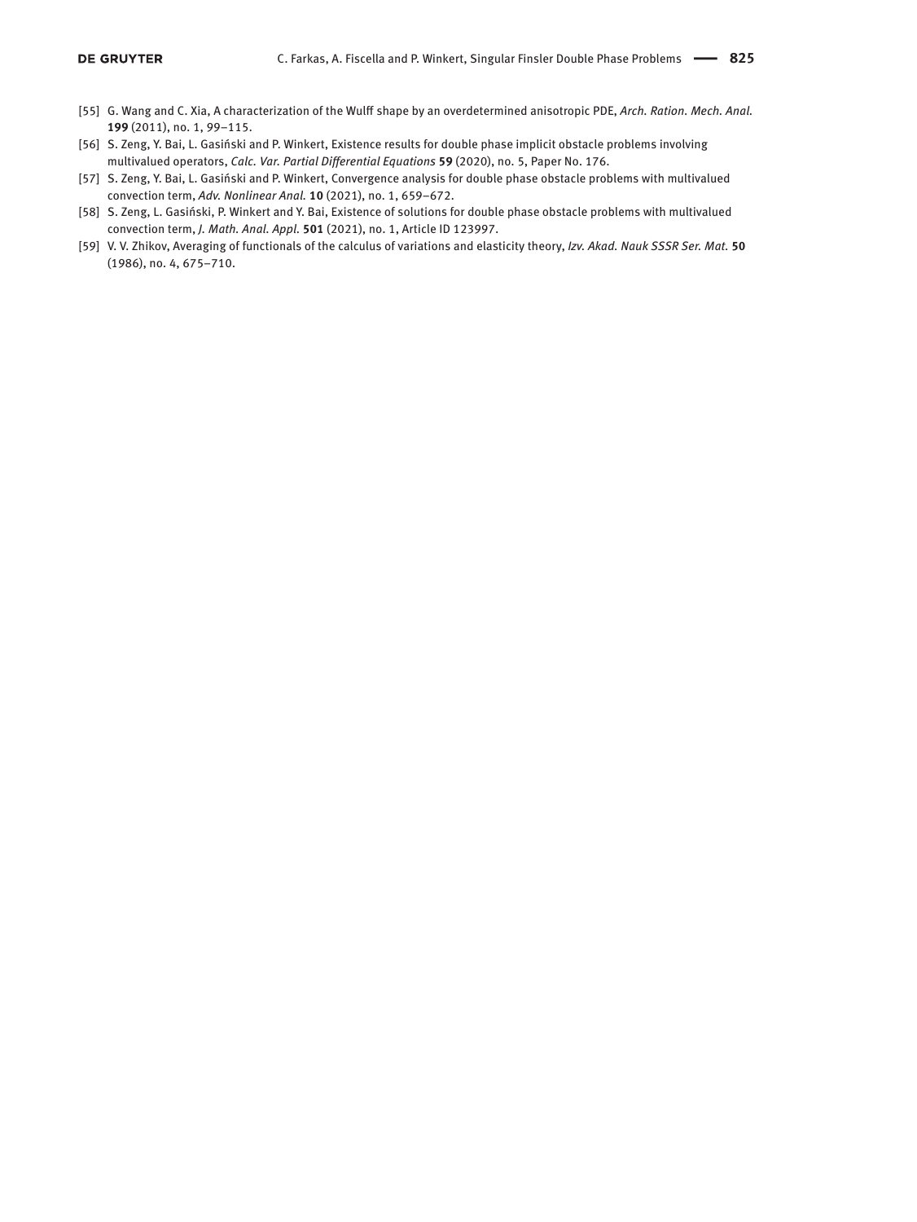[55] G. Wang and C. Xia, A characterization of the Wulff shape by an overdetermined anisotropic PDE, *Arch. Ration. Mech. Anal.* **199** (2011), no. 1, 99–115.

[56] S. Zeng, Y. Bai, L. Gasiński and P. Winkert, Existence results for double phase implicit obstacle problems involving multivalued operators, *Calc. Var. Partial Differential Equations* **59** (2020), no. 5, Paper No. 176.

[57] S. Zeng, Y. Bai, L. Gasiński and P. Winkert, Convergence analysis for double phase obstacle problems with multivalued convection term, *Adv. Nonlinear Anal.* **10** (2021), no. 1, 659–672.

[58] S. Zeng, L. Gasiński, P. Winkert and Y. Bai, Existence of solutions for double phase obstacle problems with multivalued convection term, *J. Math. Anal. Appl.* **501** (2021), no. 1, Article ID 123997.

[59] V. V. Zhikov, Averaging of functionals of the calculus of variations and elasticity theory, *Izv. Akad. Nauk SSSR Ser. Mat.* **50** (1986), no. 4, 675–710.